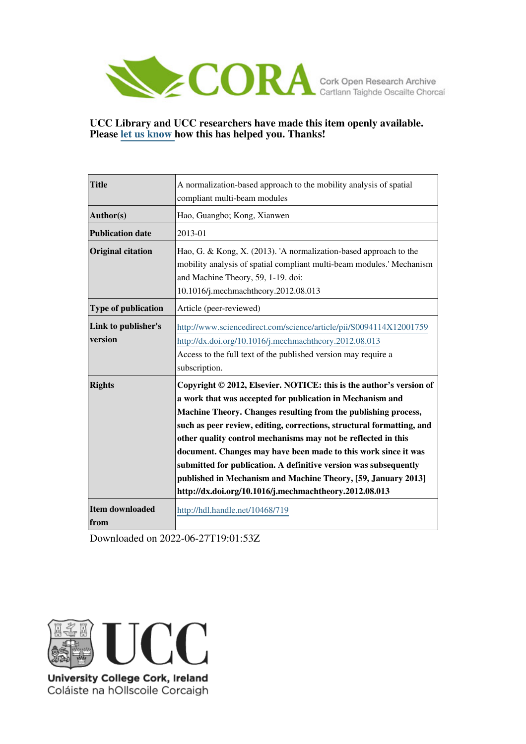CORA Cork Open Research Archive
Cartlann Taighde Oscailte Chorcaí

**UCC Library and UCC researchers have made this item openly available. Please let us know how this has helped you. Thanks!**

| Title | A normalization-based approach to the mobility analysis of spatial compliant multi-beam modules |
|---|---|
| **Author(s)** | Hao, Guangbo; Kong, Xianwen |
| **Publication date** | 2013-01 |
| **Original citation** | Hao, G. & Kong, X. (2013). 'A normalization-based approach to the mobility analysis of spatial compliant multi-beam modules.' Mechanism and Machine Theory, 59, 1-19. doi: 10.1016/j.mechmachtheory.2012.08.013 |
| **Type of publication** | Article (peer-reviewed) |
| **Link to publisher's version** | http://www.sciencedirect.com/science/article/pii/S0094114X12001759 http://dx.doi.org/10.1016/j.mechmachtheory.2012.08.013 Access to the full text of the published version may require a subscription. |
| **Rights** | **Copyright © 2012, Elsevier. NOTICE: this is the author's version of a work that was accepted for publication in Mechanism and Machine Theory. Changes resulting from the publishing process, such as peer review, editing, corrections, structural formatting, and other quality control mechanisms may not be reflected in this document. Changes may have been made to this work since it was submitted for publication. A definitive version was subsequently published in Mechanism and Machine Theory, [59, January 2013] http://dx.doi.org/10.1016/j.mechmachtheory.2012.08.013** |
| **Item downloaded from** | http://hdl.handle.net/10468/719 |

Downloaded on 2022-06-27T19:01:53Z

UCC
University College Cork, Ireland
Coláiste na hOllscoile Corcaigh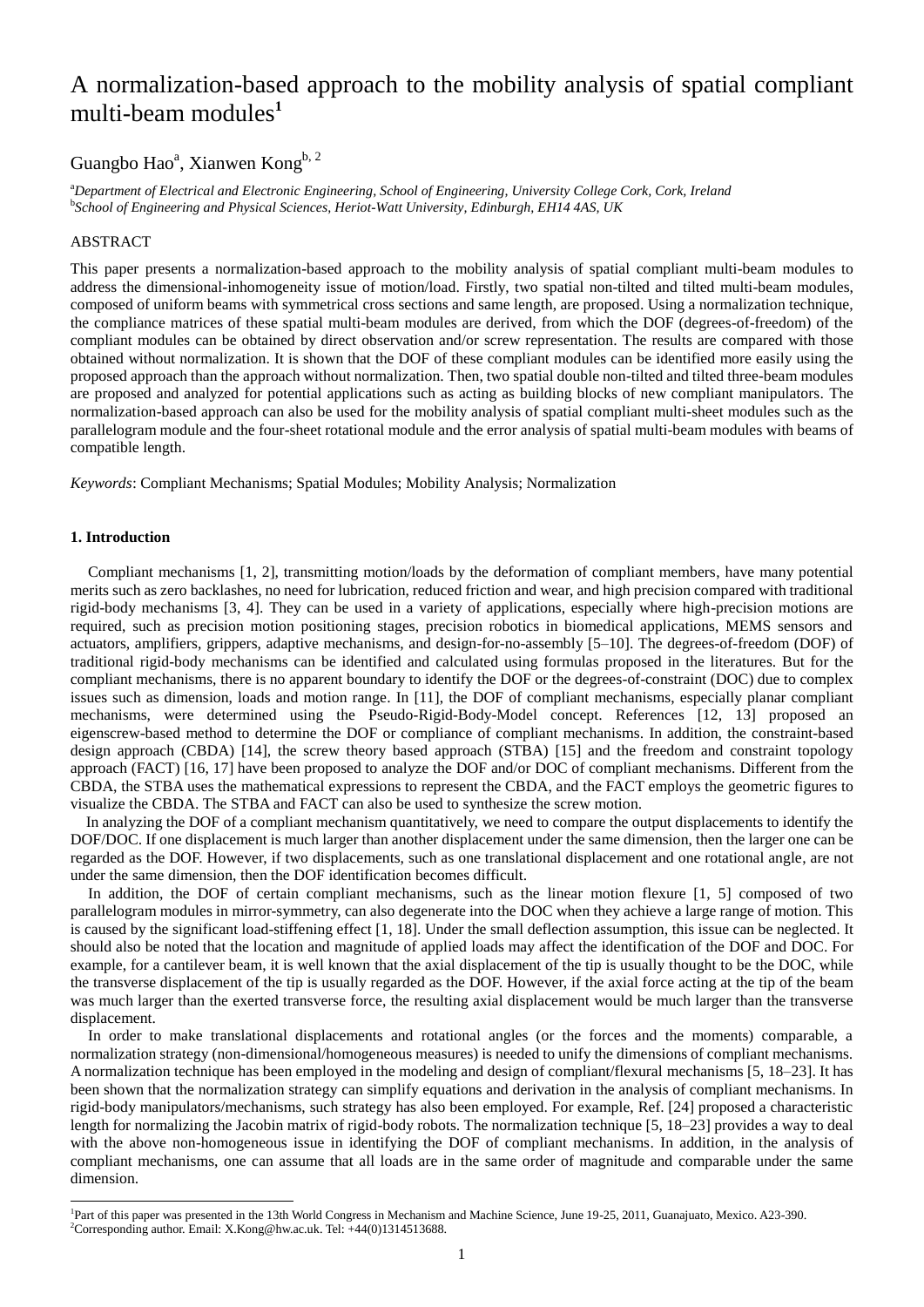# A normalization-based approach to the mobility analysis of spatial compliant multi-beam modules[1]

Guangbo Hao[a], Xianwen Kong[b, 2]

[a]*Department of Electrical and Electronic Engineering, School of Engineering, University College Cork, Cork, Ireland*
[b]*School of Engineering and Physical Sciences, Heriot-Watt University, Edinburgh, EH14 4AS, UK*

## ABSTRACT

This paper presents a normalization-based approach to the mobility analysis of spatial compliant multi-beam modules to address the dimensional-inhomogeneity issue of motion/load. Firstly, two spatial non-tilted and tilted multi-beam modules, composed of uniform beams with symmetrical cross sections and same length, are proposed. Using a normalization technique, the compliance matrices of these spatial multi-beam modules are derived, from which the DOF (degrees-of-freedom) of the compliant modules can be obtained by direct observation and/or screw representation. The results are compared with those obtained without normalization. It is shown that the DOF of these compliant modules can be identified more easily using the proposed approach than the approach without normalization. Then, two spatial double non-tilted and tilted three-beam modules are proposed and analyzed for potential applications such as acting as building blocks of new compliant manipulators. The normalization-based approach can also be used for the mobility analysis of spatial compliant multi-sheet modules such as the parallelogram module and the four-sheet rotational module and the error analysis of spatial multi-beam modules with beams of compatible length.

*Keywords*: Compliant Mechanisms; Spatial Modules; Mobility Analysis; Normalization

### 1. Introduction

Compliant mechanisms [1, 2], transmitting motion/loads by the deformation of compliant members, have many potential merits such as zero backlashes, no need for lubrication, reduced friction and wear, and high precision compared with traditional rigid-body mechanisms [3, 4]. They can be used in a variety of applications, especially where high-precision motions are required, such as precision motion positioning stages, precision robotics in biomedical applications, MEMS sensors and actuators, amplifiers, grippers, adaptive mechanisms, and design-for-no-assembly [5–10]. The degrees-of-freedom (DOF) of traditional rigid-body mechanisms can be identified and calculated using formulas proposed in the literatures. But for the compliant mechanisms, there is no apparent boundary to identify the DOF or the degrees-of-constraint (DOC) due to complex issues such as dimension, loads and motion range. In [11], the DOF of compliant mechanisms, especially planar compliant mechanisms, were determined using the Pseudo-Rigid-Body-Model concept. References [12, 13] proposed an eigenscrew-based method to determine the DOF or compliance of compliant mechanisms. In addition, the constraint-based design approach (CBDA) [14], the screw theory based approach (STBA) [15] and the freedom and constraint topology approach (FACT) [16, 17] have been proposed to analyze the DOF and/or DOC of compliant mechanisms. Different from the CBDA, the STBA uses the mathematical expressions to represent the CBDA, and the FACT employs the geometric figures to visualize the CBDA. The STBA and FACT can also be used to synthesize the screw motion.

In analyzing the DOF of a compliant mechanism quantitatively, we need to compare the output displacements to identify the DOF/DOC. If one displacement is much larger than another displacement under the same dimension, then the larger one can be regarded as the DOF. However, if two displacements, such as one translational displacement and one rotational angle, are not under the same dimension, then the DOF identification becomes difficult.

In addition, the DOF of certain compliant mechanisms, such as the linear motion flexure [1, 5] composed of two parallelogram modules in mirror-symmetry, can also degenerate into the DOC when they achieve a large range of motion. This is caused by the significant load-stiffening effect [1, 18]. Under the small deflection assumption, this issue can be neglected. It should also be noted that the location and magnitude of applied loads may affect the identification of the DOF and DOC. For example, for a cantilever beam, it is well known that the axial displacement of the tip is usually thought to be the DOC, while the transverse displacement of the tip is usually regarded as the DOF. However, if the axial force acting at the tip of the beam was much larger than the exerted transverse force, the resulting axial displacement would be much larger than the transverse displacement.

In order to make translational displacements and rotational angles (or the forces and the moments) comparable, a normalization strategy (non-dimensional/homogeneous measures) is needed to unify the dimensions of compliant mechanisms. A normalization technique has been employed in the modeling and design of compliant/flexural mechanisms [5, 18–23]. It has been shown that the normalization strategy can simplify equations and derivation in the analysis of compliant mechanisms. In rigid-body manipulators/mechanisms, such strategy has also been employed. For example, Ref. [24] proposed a characteristic length for normalizing the Jacobin matrix of rigid-body robots. The normalization technique [5, 18–23] provides a way to deal with the above non-homogeneous issue in identifying the DOF of compliant mechanisms. In addition, in the analysis of compliant mechanisms, one can assume that all loads are in the same order of magnitude and comparable under the same dimension.

[1]Part of this paper was presented in the 13th World Congress in Mechanism and Machine Science, June 19-25, 2011, Guanajuato, Mexico. A23-390.
[2]Corresponding author. Email: X.Kong@hw.ac.uk. Tel: +44(0)1314513688.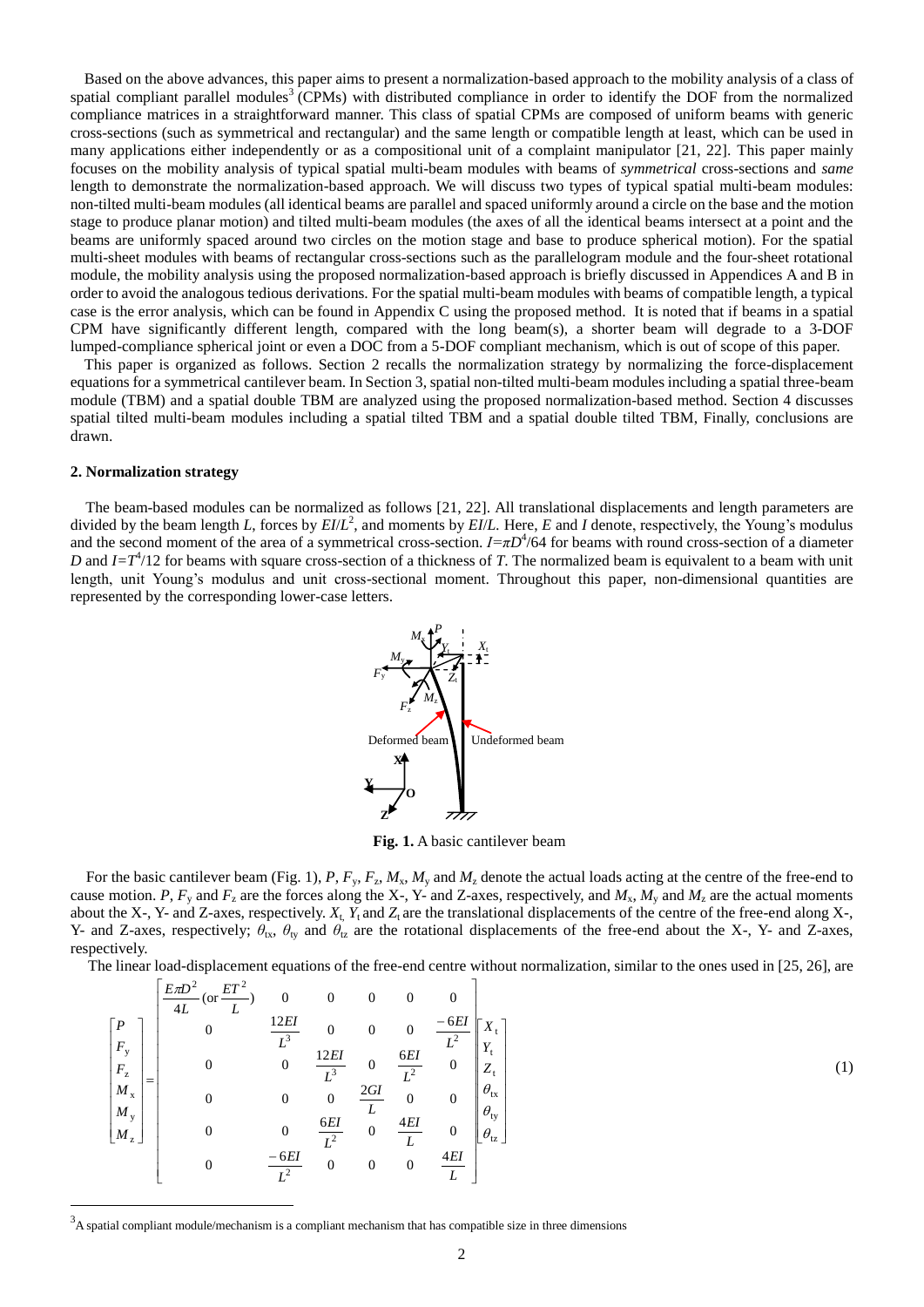Based on the above advances, this paper aims to present a normalization-based approach to the mobility analysis of a class of spatial compliant parallel modules[3] (CPMs) with distributed compliance in order to identify the DOF from the normalized compliance matrices in a straightforward manner. This class of spatial CPMs are composed of uniform beams with generic cross-sections (such as symmetrical and rectangular) and the same length or compatible length at least, which can be used in many applications either independently or as a compositional unit of a complaint manipulator [21, 22]. This paper mainly focuses on the mobility analysis of typical spatial multi-beam modules with beams of *symmetrical* cross-sections and *same* length to demonstrate the normalization-based approach. We will discuss two types of typical spatial multi-beam modules: non-tilted multi-beam modules (all identical beams are parallel and spaced uniformly around a circle on the base and the motion stage to produce planar motion) and tilted multi-beam modules (the axes of all the identical beams intersect at a point and the beams are uniformly spaced around two circles on the motion stage and base to produce spherical motion). For the spatial multi-sheet modules with beams of rectangular cross-sections such as the parallelogram module and the four-sheet rotational module, the mobility analysis using the proposed normalization-based approach is briefly discussed in Appendices A and B in order to avoid the analogous tedious derivations. For the spatial multi-beam modules with beams of compatible length, a typical case is the error analysis, which can be found in Appendix C using the proposed method. It is noted that if beams in a spatial CPM have significantly different length, compared with the long beam(s), a shorter beam will degrade to a 3-DOF lumped-compliance spherical joint or even a DOC from a 5-DOF compliant mechanism, which is out of scope of this paper.

This paper is organized as follows. Section 2 recalls the normalization strategy by normalizing the force-displacement equations for a symmetrical cantilever beam. In Section 3, spatial non-tilted multi-beam modules including a spatial three-beam module (TBM) and a spatial double TBM are analyzed using the proposed normalization-based method. Section 4 discusses spatial tilted multi-beam modules including a spatial tilted TBM and a spatial double tilted TBM, Finally, conclusions are drawn.

## 2. Normalization strategy

The beam-based modules can be normalized as follows [21, 22]. All translational displacements and length parameters are divided by the beam length $L$, forces by $EI/L^2$, and moments by $EI/L$. Here, $E$ and $I$ denote, respectively, the Young's modulus and the second moment of the area of a symmetrical cross-section. $I=\pi D^4/64$ for beams with round cross-section of a diameter $D$ and $I=T^4/12$ for beams with square cross-section of a thickness of $T$. The normalized beam is equivalent to a beam with unit length, unit Young's modulus and unit cross-sectional moment. Throughout this paper, non-dimensional quantities are represented by the corresponding lower-case letters.

**Fig. 1.** A basic cantilever beam

For the basic cantilever beam (Fig. 1), $P$, $F_y$, $F_z$, $M_x$, $M_y$ and $M_z$ denote the actual loads acting at the centre of the free-end to cause motion. $P$, $F_y$ and $F_z$ are the forces along the X-, Y- and Z-axes, respectively, and $M_x$, $M_y$ and $M_z$ are the actual moments about the X-, Y- and Z-axes, respectively. $X_t$, $Y_t$ and $Z_t$ are the translational displacements of the centre of the free-end along X-, Y- and Z-axes, respectively; $\theta_{tx}$, $\theta_{ty}$ and $\theta_{tz}$ are the rotational displacements of the free-end about the X-, Y- and Z-axes, respectively.

The linear load-displacement equations of the free-end centre without normalization, similar to the ones used in [25, 26], are

$$
\begin{bmatrix} P \\ F_y \\ F_z \\ M_x \\ M_y \\ M_z \end{bmatrix} =
\begin{bmatrix}
\frac{E\pi D^2}{4L}\left(\text{or } \frac{ET^2}{L}\right) & 0 & 0 & 0 & 0 & 0 \\
0 & \frac{12EI}{L^3} & 0 & 0 & 0 & \frac{-6EI}{L^2} \\
0 & 0 & \frac{12EI}{L^3} & 0 & \frac{6EI}{L^2} & 0 \\
0 & 0 & 0 & \frac{2GI}{L} & 0 & 0 \\
0 & 0 & \frac{6EI}{L^2} & 0 & \frac{4EI}{L} & 0 \\
0 & \frac{-6EI}{L^2} & 0 & 0 & 0 & \frac{4EI}{L}
\end{bmatrix}
\begin{bmatrix} X_t \\ Y_t \\ Z_t \\ \theta_{tx} \\ \theta_{ty} \\ \theta_{tz} \end{bmatrix}
\tag{1}
$$

[3] A spatial compliant module/mechanism is a compliant mechanism that has compatible size in three dimensions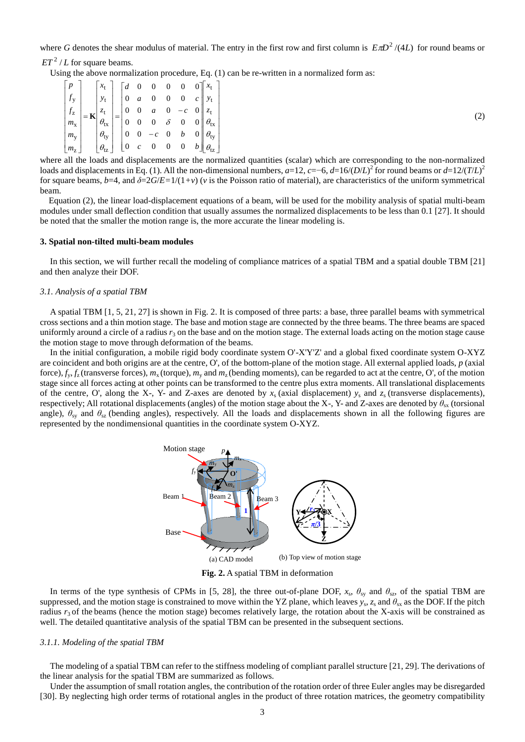where $G$ denotes the shear modulus of material. The entry in the first row and first column is $E\pi D^2/(4L)$ for round beams or $ET^2/L$ for square beams.

Using the above normalization procedure, Eq. (1) can be re-written in a normalized form as:

$$
\begin{bmatrix} p \\ f_y \\ f_z \\ m_x \\ m_y \\ m_z \end{bmatrix} = \mathbf{K} \begin{bmatrix} x_t \\ y_t \\ z_t \\ \theta_{tx} \\ \theta_{ty} \\ \theta_{tz} \end{bmatrix} = \begin{bmatrix} d & 0 & 0 & 0 & 0 & 0 \\ 0 & a & 0 & 0 & 0 & c \\ 0 & 0 & a & 0 & -c & 0 \\ 0 & 0 & 0 & \delta & 0 & 0 \\ 0 & 0 & -c & 0 & b & 0 \\ 0 & c & 0 & 0 & 0 & b \end{bmatrix} \begin{bmatrix} x_t \\ y_t \\ z_t \\ \theta_{tx} \\ \theta_{ty} \\ \theta_{tz} \end{bmatrix} \tag{2}
$$

where all the loads and displacements are the normalized quantities (scalar) which are corresponding to the non-normalized loads and displacements in Eq. (1). All the non-dimensional numbers, $a$=12, $c$=−6, $d$=16/($D$/$L$)$^2$ for round beams or $d$=12/($T$/$L$)$^2$ for square beams, $b$=4, and $\delta$=2$G$/$E$=1/(1+$v$) ($v$ is the Poisson ratio of material), are characteristics of the uniform symmetrical beam.

Equation (2), the linear load-displacement equations of a beam, will be used for the mobility analysis of spatial multi-beam modules under small deflection condition that usually assumes the normalized displacements to be less than 0.1 [27]. It should be noted that the smaller the motion range is, the more accurate the linear modeling is.

## 3. Spatial non-tilted multi-beam modules

In this section, we will further recall the modeling of compliance matrices of a spatial TBM and a spatial double TBM [21] and then analyze their DOF.

### *3.1. Analysis of a spatial TBM*

A spatial TBM [1, 5, 21, 27] is shown in Fig. 2. It is composed of three parts: a base, three parallel beams with symmetrical cross sections and a thin motion stage. The base and motion stage are connected by the three beams. The three beams are spaced uniformly around a circle of a radius $r_3$ on the base and on the motion stage. The external loads acting on the motion stage cause the motion stage to move through deformation of the beams.

In the initial configuration, a mobile rigid body coordinate system O'-X'Y'Z' and a global fixed coordinate system O-XYZ are coincident and both origins are at the centre, O', of the bottom-plane of the motion stage. All external applied loads, $p$ (axial force), $f_y$, $f_z$ (transverse forces), $m_x$ (torque), $m_y$ and $m_z$ (bending moments), can be regarded to act at the centre, O', of the motion stage since all forces acting at other points can be transformed to the centre plus extra moments. All translational displacements of the centre, O', along the X-, Y- and Z-axes are denoted by $x_s$ (axial displacement) $y_s$ and $z_s$ (transverse displacements), respectively; All rotational displacements (angles) of the motion stage about the X-, Y- and Z-axes are denoted by $\theta_{sx}$ (torsional angle), $\theta_{sy}$ and $\theta_{sz}$ (bending angles), respectively. All the loads and displacements shown in all the following figures are represented by the nondimensional quantities in the coordinate system O-XYZ.

(a) CAD model (b) Top view of motion stage

**Fig. 2.** A spatial TBM in deformation

In terms of the type synthesis of CPMs in [5, 28], the three out-of-plane DOF, $x_s$, $\theta_{sy}$ and $\theta_{sz}$, of the spatial TBM are suppressed, and the motion stage is constrained to move within the YZ plane, which leaves $y_s$, $z_s$ and $\theta_{sx}$ as the DOF. If the pitch radius $r_3$ of the beams (hence the motion stage) becomes relatively large, the rotation about the X-axis will be constrained as well. The detailed quantitative analysis of the spatial TBM can be presented in the subsequent sections.

#### *3.1.1. Modeling of the spatial TBM*

The modeling of a spatial TBM can refer to the stiffness modeling of compliant parallel structure [21, 29]. The derivations of the linear analysis for the spatial TBM are summarized as follows.

Under the assumption of small rotation angles, the contribution of the rotation order of three Euler angles may be disregarded [30]. By neglecting high order terms of rotational angles in the product of three rotation matrices, the geometry compatibility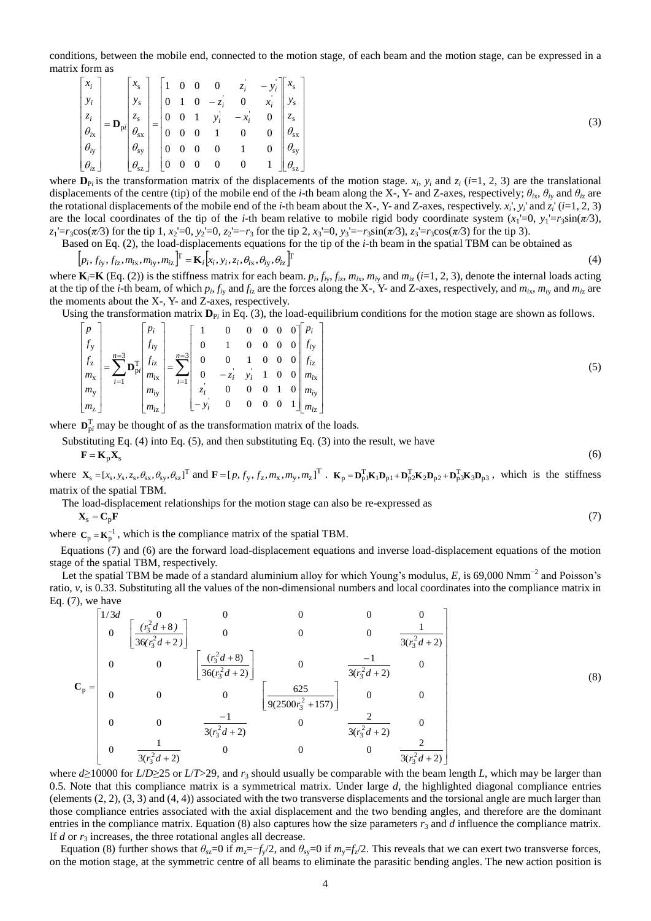conditions, between the mobile end, connected to the motion stage, of each beam and the motion stage, can be expressed in a matrix form as

$$\begin{bmatrix} x_i \\ y_i \\ z_i \\ \theta_{ix} \\ \theta_{iy} \\ \theta_{iz} \end{bmatrix} = \mathbf{D}_{pi} \begin{bmatrix} x_s \\ y_s \\ z_s \\ \theta_{sx} \\ \theta_{sy} \\ \theta_{sz} \end{bmatrix} = \begin{bmatrix} 1 & 0 & 0 & 0 & z_i' & -y_i' \\ 0 & 1 & 0 & -z_i' & 0 & x_i' \\ 0 & 0 & 1 & y_i' & -x_i' & 0 \\ 0 & 0 & 0 & 1 & 0 & 0 \\ 0 & 0 & 0 & 0 & 1 & 0 \\ 0 & 0 & 0 & 0 & 0 & 1 \end{bmatrix} \begin{bmatrix} x_s \\ y_s \\ z_s \\ \theta_{sx} \\ \theta_{sy} \\ \theta_{sz} \end{bmatrix} \tag{3}$$

where $\mathbf{D}_{Pi}$ is the transformation matrix of the displacements of the motion stage. $x_i$, $y_i$ and $z_i$ ($i$=1, 2, 3) are the translational displacements of the centre (tip) of the mobile end of the $i$-th beam along the X-, Y- and Z-axes, respectively; $\theta_{ix}$, $\theta_{iy}$ and $\theta_{iz}$ are the rotational displacements of the mobile end of the $i$-th beam about the X-, Y- and Z-axes, respectively. $x_i'$, $y_i'$ and $z_i'$ ($i$=1, 2, 3) are the local coordinates of the tip of the $i$-th beam relative to mobile rigid body coordinate system ($x_1'$=0, $y_1'$=$r_3\sin(\pi/3)$, $z_1'$=$r_3\cos(\pi/3)$ for the tip 1, $x_2'$=0, $y_2'$=0, $z_2'$=$-r_3$ for the tip 2, $x_3'$=0, $y_3'$=$-r_3\sin(\pi/3)$, $z_3'$=$r_3\cos(\pi/3)$ for the tip 3).

Based on Eq. (2), the load-displacements equations for the tip of the $i$-th beam in the spatial TBM can be obtained as

$$\left[p_i, f_{iy}, f_{iz}, m_{ix}, m_{iy}, m_{iz}\right]^{\mathrm{T}} = \mathbf{K}_i \left[x_i, y_i, z_i, \theta_{ix}, \theta_{iy}, \theta_{iz}\right]^{\mathrm{T}} \tag{4}$$

where $\mathbf{K}_i$=$\mathbf{K}$ (Eq. (2)) is the stiffness matrix for each beam. $p_i$, $f_{iy}$, $f_{iz}$, $m_{ix}$, $m_{iy}$ and $m_{iz}$ ($i$=1, 2, 3), denote the internal loads acting at the tip of the $i$-th beam, of which $p_i$, $f_{iy}$ and $f_{iz}$ are the forces along the X-, Y- and Z-axes, respectively, and $m_{ix}$, $m_{iy}$ and $m_{iz}$ are the moments about the X-, Y- and Z-axes, respectively.

Using the transformation matrix $\mathbf{D}_{Pi}$ in Eq. (3), the load-equilibrium conditions for the motion stage are shown as follows.

$$\begin{bmatrix} p \\ f_y \\ f_z \\ m_x \\ m_y \\ m_z \end{bmatrix} = \sum_{i=1}^{n=3} \mathbf{D}_{pi}^{\mathrm{T}} \begin{bmatrix} p_i \\ f_{iy} \\ f_{iz} \\ m_{ix} \\ m_{iy} \\ m_{iz} \end{bmatrix} = \sum_{i=1}^{n=3} \begin{bmatrix} 1 & 0 & 0 & 0 & 0 & 0 \\ 0 & 1 & 0 & 0 & 0 & 0 \\ 0 & 0 & 1 & 0 & 0 & 0 \\ 0 & -z_i' & y_i' & 1 & 0 & 0 \\ z_i' & 0 & 0 & 0 & 1 & 0 \\ -y_i' & 0 & 0 & 0 & 0 & 1 \end{bmatrix} \begin{bmatrix} p_i \\ f_{iy} \\ f_{iz} \\ m_{ix} \\ m_{iy} \\ m_{iz} \end{bmatrix} \tag{5}$$

where $\mathbf{D}_{pi}^{\mathrm{T}}$ may be thought of as the transformation matrix of the loads.

Substituting Eq. (4) into Eq. (5), and then substituting Eq. (3) into the result, we have

$$\mathbf{F} = \mathbf{K}_p \mathbf{X}_s \tag{6}$$

where $\mathbf{X}_s = [x_s, y_s, z_s, \theta_{sx}, \theta_{sy}, \theta_{sz}]^{\mathrm{T}}$ and $\mathbf{F} = [p, f_y, f_z, m_x, m_y, m_z]^{\mathrm{T}}$. $\mathbf{K}_p = \mathbf{D}_{p1}^{\mathrm{T}}\mathbf{K}_1\mathbf{D}_{p1} + \mathbf{D}_{p2}^{\mathrm{T}}\mathbf{K}_2\mathbf{D}_{p2} + \mathbf{D}_{p3}^{\mathrm{T}}\mathbf{K}_3\mathbf{D}_{p3}$, which is the stiffness matrix of the spatial TBM.

The load-displacement relationships for the motion stage can also be re-expressed as

$$\mathbf{X}_s = \mathbf{C}_p \mathbf{F} \tag{7}$$

where $\mathbf{C}_p = \mathbf{K}_p^{-1}$, which is the compliance matrix of the spatial TBM.

Equations (7) and (6) are the forward load-displacement equations and inverse load-displacement equations of the motion stage of the spatial TBM, respectively.

Let the spatial TBM be made of a standard aluminium alloy for which Young's modulus, $E$, is 69,000 Nmm$^{-2}$ and Poisson's ratio, $v$, is 0.33. Substituting all the values of the non-dimensional numbers and local coordinates into the compliance matrix in Eq. (7), we have

$$\mathbf{C}_p = \begin{bmatrix} 1/3d & 0 & 0 & 0 & 0 & 0 \\ 0 & \left[\dfrac{(r_3^2 d + 8)}{36(r_3^2 d + 2)}\right] & 0 & 0 & 0 & \dfrac{1}{3(r_3^2 d + 2)} \\ 0 & 0 & \left[\dfrac{(r_3^2 d + 8)}{36(r_3^2 d + 2)}\right] & 0 & \dfrac{-1}{3(r_3^2 d + 2)} & 0 \\ 0 & 0 & 0 & \left[\dfrac{625}{9(2500 r_3^2 + 157)}\right] & 0 & 0 \\ 0 & 0 & \dfrac{-1}{3(r_3^2 d + 2)} & 0 & \dfrac{2}{3(r_3^2 d + 2)} & 0 \\ 0 & \dfrac{1}{3(r_3^2 d + 2)} & 0 & 0 & 0 & \dfrac{2}{3(r_3^2 d + 2)} \end{bmatrix} \tag{8}$$

where $d$≥10000 for $L/D$≥25 or $L/T$>29, and $r_3$ should usually be comparable with the beam length $L$, which may be larger than 0.5. Note that this compliance matrix is a symmetrical matrix. Under large $d$, the highlighted diagonal compliance entries (elements (2, 2), (3, 3) and (4, 4)) associated with the two transverse displacements and the torsional angle are much larger than those compliance entries associated with the axial displacement and the two bending angles, and therefore are the dominant entries in the compliance matrix. Equation (8) also captures how the size parameters $r_3$ and $d$ influence the compliance matrix. If $d$ or $r_3$ increases, the three rotational angles all decrease.

Equation (8) further shows that $\theta_{sz}$=0 if $m_z$=$-f_y/2$, and $\theta_{sy}$=0 if $m_y$=$f_z/2$. This reveals that we can exert two transverse forces, on the motion stage, at the symmetric centre of all beams to eliminate the parasitic bending angles. The new action position is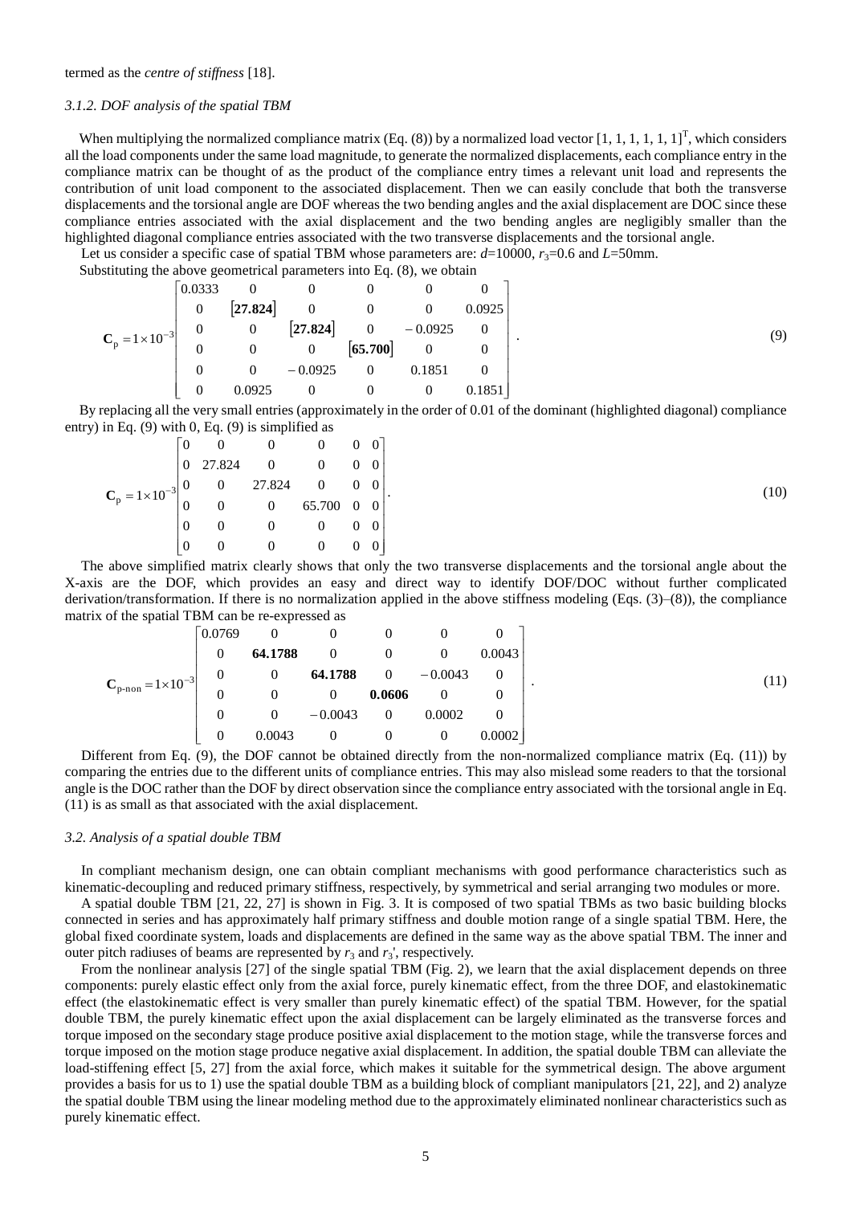termed as the *centre of stiffness* [18].

### 3.1.2. DOF analysis of the spatial TBM

When multiplying the normalized compliance matrix (Eq. (8)) by a normalized load vector $[1, 1, 1, 1, 1, 1]^{\mathrm{T}}$, which considers all the load components under the same load magnitude, to generate the normalized displacements, each compliance entry in the compliance matrix can be thought of as the product of the compliance entry times a relevant unit load and represents the contribution of unit load component to the associated displacement. Then we can easily conclude that both the transverse displacements and the torsional angle are DOF whereas the two bending angles and the axial displacement are DOC since these compliance entries associated with the axial displacement and the two bending angles are negligibly smaller than the highlighted diagonal compliance entries associated with the two transverse displacements and the torsional angle.

Let us consider a specific case of spatial TBM whose parameters are: $d$=10000, $r_3$=0.6 and $L$=50mm.

Substituting the above geometrical parameters into Eq. (8), we obtain

$$\mathbf{C}_{\mathrm{p}} = 1\times10^{-3}\begin{bmatrix} 0.0333 & 0 & 0 & 0 & 0 & 0 \\ 0 & [\mathbf{27.824}] & 0 & 0 & 0 & 0.0925 \\ 0 & 0 & [\mathbf{27.824}] & 0 & -0.0925 & 0 \\ 0 & 0 & 0 & [\mathbf{65.700}] & 0 & 0 \\ 0 & 0 & -0.0925 & 0 & 0.1851 & 0 \\ 0 & 0.0925 & 0 & 0 & 0 & 0.1851 \end{bmatrix}. \tag{9}$$

By replacing all the very small entries (approximately in the order of 0.01 of the dominant (highlighted diagonal) compliance entry) in Eq. (9) with 0, Eq. (9) is simplified as

$$\mathbf{C}_{\mathrm{p}} = 1\times10^{-3}\begin{bmatrix} 0 & 0 & 0 & 0 & 0 & 0 \\ 0 & 27.824 & 0 & 0 & 0 & 0 \\ 0 & 0 & 27.824 & 0 & 0 & 0 \\ 0 & 0 & 0 & 65.700 & 0 & 0 \\ 0 & 0 & 0 & 0 & 0 & 0 \\ 0 & 0 & 0 & 0 & 0 & 0 \end{bmatrix}. \tag{10}$$

The above simplified matrix clearly shows that only the two transverse displacements and the torsional angle about the X-axis are the DOF, which provides an easy and direct way to identify DOF/DOC without further complicated derivation/transformation. If there is no normalization applied in the above stiffness modeling (Eqs. (3)–(8)), the compliance matrix of the spatial TBM can be re-expressed as

$$\mathbf{C}_{\text{p-non}} = 1\times10^{-3}\begin{bmatrix} 0.0769 & 0 & 0 & 0 & 0 & 0 \\ 0 & \mathbf{64.1788} & 0 & 0 & 0 & 0.0043 \\ 0 & 0 & \mathbf{64.1788} & 0 & -0.0043 & 0 \\ 0 & 0 & 0 & \mathbf{0.0606} & 0 & 0 \\ 0 & 0 & -0.0043 & 0 & 0.0002 & 0 \\ 0 & 0.0043 & 0 & 0 & 0 & 0.0002 \end{bmatrix}. \tag{11}$$

Different from Eq. (9), the DOF cannot be obtained directly from the non-normalized compliance matrix (Eq. (11)) by comparing the entries due to the different units of compliance entries. This may also mislead some readers to that the torsional angle is the DOC rather than the DOF by direct observation since the compliance entry associated with the torsional angle in Eq. (11) is as small as that associated with the axial displacement.

## 3.2. Analysis of a spatial double TBM

In compliant mechanism design, one can obtain compliant mechanisms with good performance characteristics such as kinematic-decoupling and reduced primary stiffness, respectively, by symmetrical and serial arranging two modules or more.

A spatial double TBM [21, 22, 27] is shown in Fig. 3. It is composed of two spatial TBMs as two basic building blocks connected in series and has approximately half primary stiffness and double motion range of a single spatial TBM. Here, the global fixed coordinate system, loads and displacements are defined in the same way as the above spatial TBM. The inner and outer pitch radiuses of beams are represented by $r_3$ and $r_3'$, respectively.

From the nonlinear analysis [27] of the single spatial TBM (Fig. 2), we learn that the axial displacement depends on three components: purely elastic effect only from the axial force, purely kinematic effect, from the three DOF, and elastokinematic effect (the elastokinematic effect is very smaller than purely kinematic effect) of the spatial TBM. However, for the spatial double TBM, the purely kinematic effect upon the axial displacement can be largely eliminated as the transverse forces and torque imposed on the secondary stage produce positive axial displacement to the motion stage, while the transverse forces and torque imposed on the motion stage produce negative axial displacement. In addition, the spatial double TBM can alleviate the load-stiffening effect [5, 27] from the axial force, which makes it suitable for the symmetrical design. The above argument provides a basis for us to 1) use the spatial double TBM as a building block of compliant manipulators [21, 22], and 2) analyze the spatial double TBM using the linear modeling method due to the approximately eliminated nonlinear characteristics such as purely kinematic effect.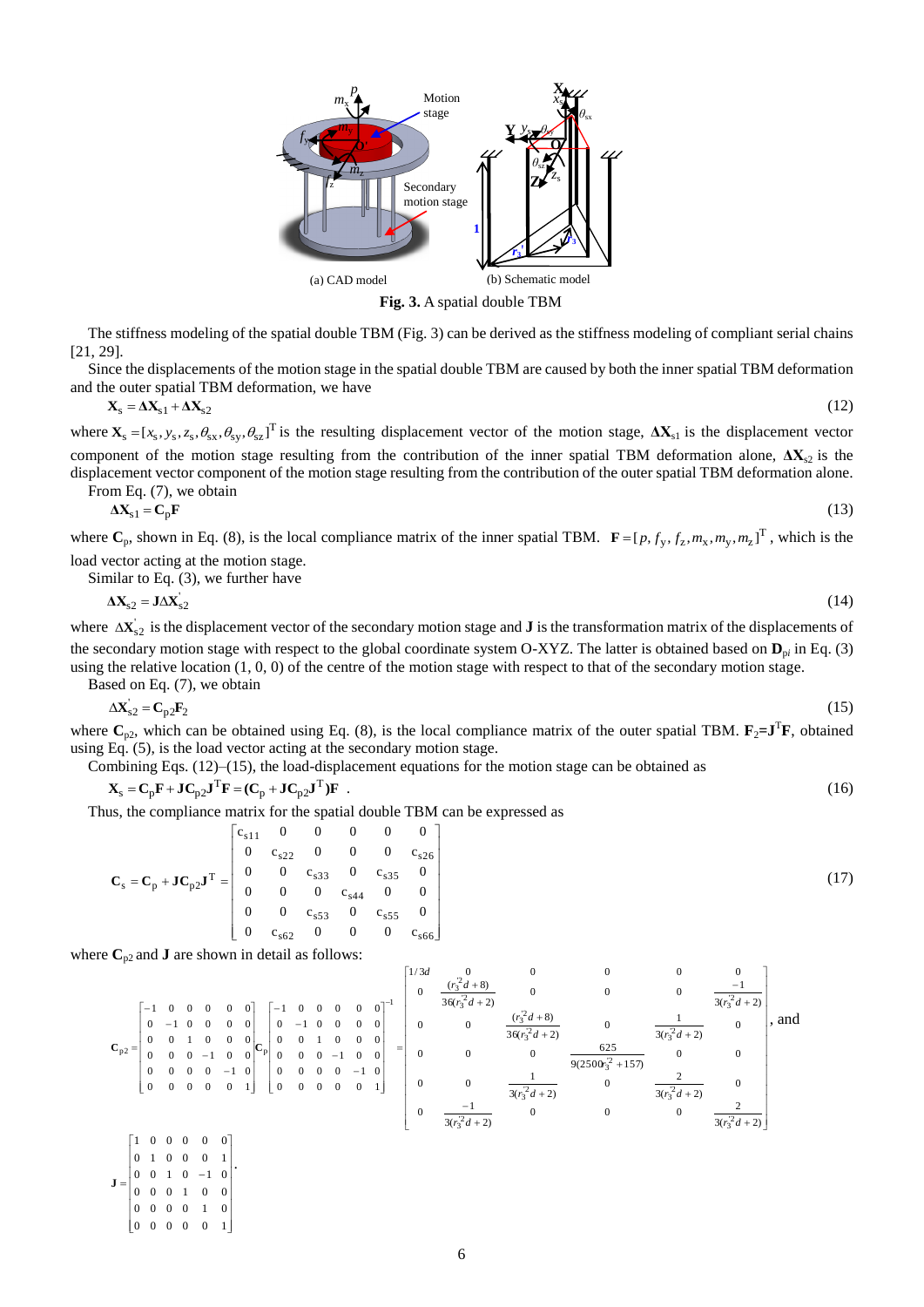(a) CAD model (b) Schematic model

**Fig. 3.** A spatial double TBM

The stiffness modeling of the spatial double TBM (Fig. 3) can be derived as the stiffness modeling of compliant serial chains [21, 29].

Since the displacements of the motion stage in the spatial double TBM are caused by both the inner spatial TBM deformation and the outer spatial TBM deformation, we have

$$\mathbf{X}_{\mathrm{s}} = \mathbf{\Delta X}_{\mathrm{s1}} + \mathbf{\Delta X}_{\mathrm{s2}} \tag{12}$$

where $\mathbf{X}_{\mathrm{s}} = [x_{\mathrm{s}}, y_{\mathrm{s}}, z_{\mathrm{s}}, \theta_{\mathrm{sx}}, \theta_{\mathrm{sy}}, \theta_{\mathrm{sz}}]^{\mathrm{T}}$ is the resulting displacement vector of the motion stage, $\mathbf{\Delta X}_{\mathrm{s1}}$ is the displacement vector component of the motion stage resulting from the contribution of the inner spatial TBM deformation alone, $\mathbf{\Delta X}_{\mathrm{s2}}$ is the displacement vector component of the motion stage resulting from the contribution of the outer spatial TBM deformation alone.

From Eq. (7), we obtain

$$\mathbf{\Delta X}_{\mathrm{s1}} = \mathbf{C}_{\mathrm{p}}\mathbf{F} \tag{13}$$

where $\mathbf{C}_{\mathrm{p}}$, shown in Eq. (8), is the local compliance matrix of the inner spatial TBM. $\mathbf{F} = [p, f_{\mathrm{y}}, f_{\mathrm{z}}, m_{\mathrm{x}}, m_{\mathrm{y}}, m_{\mathrm{z}}]^{\mathrm{T}}$, which is the load vector acting at the motion stage.

Similar to Eq. (3), we further have

$$\mathbf{\Delta X}_{\mathrm{s2}} = \mathbf{J}\Delta\mathbf{X}_{\mathrm{s2}}^{'} \tag{14}$$

where $\Delta\mathbf{X}_{\mathrm{s2}}^{'}$ is the displacement vector of the secondary motion stage and $\mathbf{J}$ is the transformation matrix of the displacements of the secondary motion stage with respect to the global coordinate system O-XYZ. The latter is obtained based on $\mathbf{D}_{\mathrm{p}i}$ in Eq. (3) using the relative location (1, 0, 0) of the centre of the motion stage with respect to that of the secondary motion stage.

Based on Eq. (7), we obtain

$$\Delta\mathbf{X}_{\mathrm{s2}}^{'} = \mathbf{C}_{\mathrm{p2}}\mathbf{F}_{2} \tag{15}$$

where $\mathbf{C}_{\mathrm{p2}}$, which can be obtained using Eq. (8), is the local compliance matrix of the outer spatial TBM. $\mathbf{F}_2 = \mathbf{J}^{\mathrm{T}}\mathbf{F}$, obtained using Eq. (5), is the load vector acting at the secondary motion stage.

Combining Eqs. (12)–(15), the load-displacement equations for the motion stage can be obtained as

$$\mathbf{X}_{\mathrm{s}} = \mathbf{C}_{\mathrm{p}}\mathbf{F} + \mathbf{J}\mathbf{C}_{\mathrm{p2}}\mathbf{J}^{\mathrm{T}}\mathbf{F} = (\mathbf{C}_{\mathrm{p}} + \mathbf{J}\mathbf{C}_{\mathrm{p2}}\mathbf{J}^{\mathrm{T}})\mathbf{F} \ . \tag{16}$$

Thus, the compliance matrix for the spatial double TBM can be expressed as

$$\mathbf{C}_{\mathrm{s}} = \mathbf{C}_{\mathrm{p}} + \mathbf{J}\mathbf{C}_{\mathrm{p2}}\mathbf{J}^{\mathrm{T}} = \begin{bmatrix} c_{s11} & 0 & 0 & 0 & 0 & 0 \\ 0 & c_{s22} & 0 & 0 & 0 & c_{s26} \\ 0 & 0 & c_{s33} & 0 & c_{s35} & 0 \\ 0 & 0 & 0 & c_{s44} & 0 & 0 \\ 0 & 0 & c_{s53} & 0 & c_{s55} & 0 \\ 0 & c_{s62} & 0 & 0 & 0 & c_{s66} \end{bmatrix} \tag{17}$$

where $\mathbf{C}_{\mathrm{p2}}$ and $\mathbf{J}$ are shown in detail as follows:

$$\mathbf{C}_{\mathrm{p2}} = \begin{bmatrix} -1 & 0 & 0 & 0 & 0 & 0 \\ 0 & -1 & 0 & 0 & 0 & 0 \\ 0 & 0 & 1 & 0 & 0 & 0 \\ 0 & 0 & 0 & -1 & 0 & 0 \\ 0 & 0 & 0 & 0 & -1 & 0 \\ 0 & 0 & 0 & 0 & 0 & 1 \end{bmatrix} \mathbf{C}_{\mathrm{p}} \begin{bmatrix} -1 & 0 & 0 & 0 & 0 & 0 \\ 0 & -1 & 0 & 0 & 0 & 0 \\ 0 & 0 & 1 & 0 & 0 & 0 \\ 0 & 0 & 0 & -1 & 0 & 0 \\ 0 & 0 & 0 & 0 & -1 & 0 \\ 0 & 0 & 0 & 0 & 0 & 1 \end{bmatrix}^{-1} = \begin{bmatrix} 1/3d & 0 & 0 & 0 & 0 & 0 \\ 0 & \frac{(r_3^{'2}d+8)}{36(r_3^{'2}d+2)} & 0 & 0 & 0 & \frac{-1}{3(r_3^{'2}d+2)} \\ 0 & 0 & \frac{(r_3^{'2}d+8)}{36(r_3^{'2}d+2)} & 0 & \frac{1}{3(r_3^{'2}d+2)} & 0 \\ 0 & 0 & 0 & \frac{625}{9(2500r_3^{'2}+157)} & 0 & 0 \\ 0 & 0 & \frac{1}{3(r_3^{'2}d+2)} & 0 & \frac{2}{3(r_3^{'2}d+2)} & 0 \\ 0 & \frac{-1}{3(r_3^{'2}d+2)} & 0 & 0 & 0 & \frac{2}{3(r_3^{'2}d+2)} \end{bmatrix}, \text{ and}$$

$$\mathbf{J} = \begin{bmatrix} 1 & 0 & 0 & 0 & 0 & 0 \\ 0 & 1 & 0 & 0 & 0 & 1 \\ 0 & 0 & 1 & 0 & -1 & 0 \\ 0 & 0 & 0 & 1 & 0 & 0 \\ 0 & 0 & 0 & 0 & 1 & 0 \\ 0 & 0 & 0 & 0 & 0 & 1 \end{bmatrix}.$$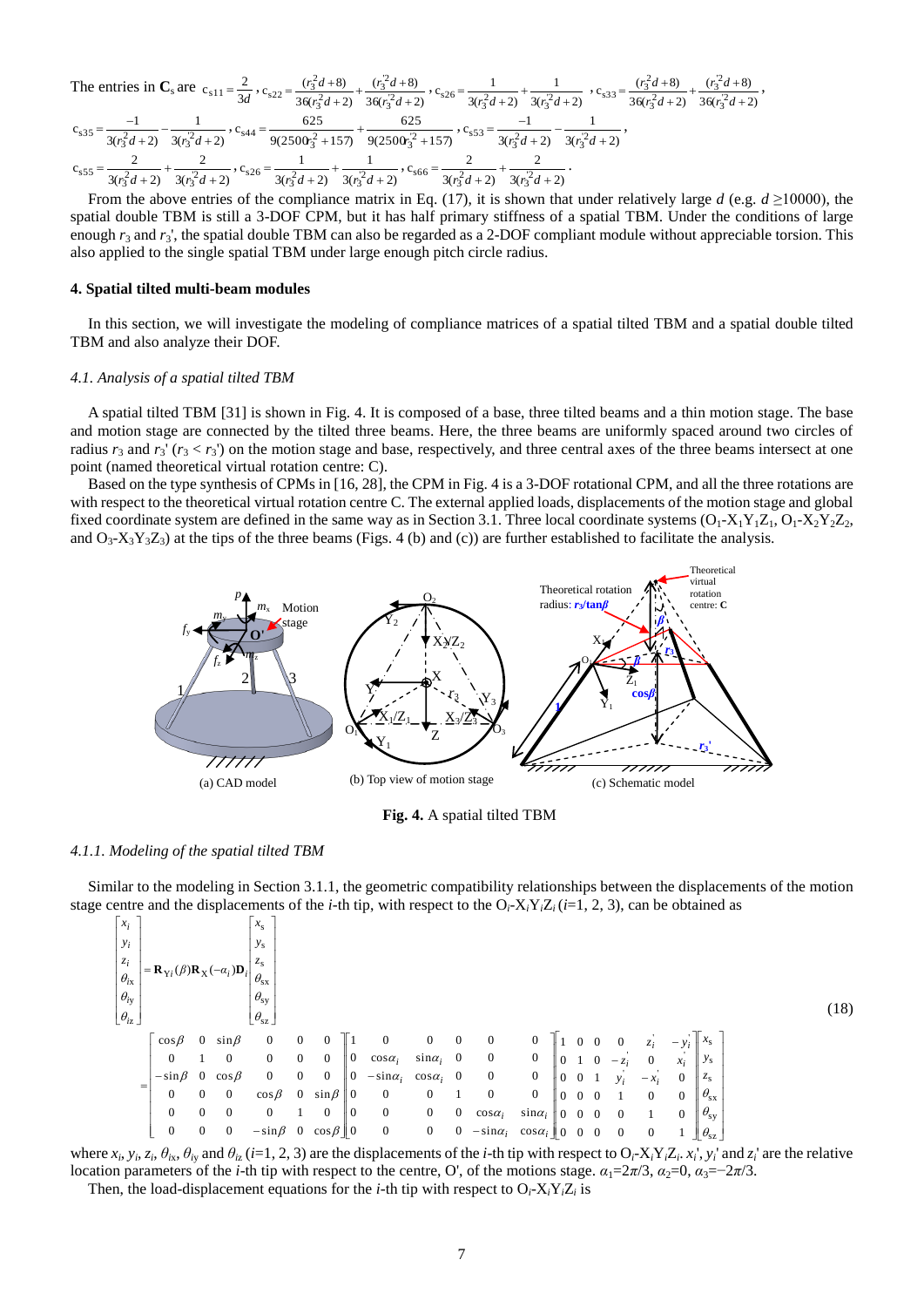The entries in $\mathbf{C}_s$ are $c_{s11}=\frac{2}{3d}$, $c_{s22}=\frac{(r_3^2d+8)}{36(r_3^2d+2)}+\frac{(r_3'^2d+8)}{36(r_3'^2d+2)}$, $c_{s26}=\frac{1}{3(r_3^2d+2)}+\frac{1}{3(r_3'^2d+2)}$, $c_{s33}=\frac{(r_3^2d+8)}{36(r_3^2d+2)}+\frac{(r_3'^2d+8)}{36(r_3'^2d+2)}$,

$c_{s35}=\frac{-1}{3(r_3^2d+2)}-\frac{1}{3(r_3'^2d+2)}$, $c_{s44}=\frac{625}{9(2500r_3^2+157)}+\frac{625}{9(2500r_3'^2+157)}$, $c_{s53}=\frac{-1}{3(r_3^2d+2)}-\frac{1}{3(r_3'^2d+2)}$,

$c_{s55}=\frac{2}{3(r_3^2d+2)}+\frac{2}{3(r_3'^2d+2)}$, $c_{s26}=\frac{1}{3(r_3^2d+2)}+\frac{1}{3(r_3'^2d+2)}$, $c_{s66}=\frac{2}{3(r_3^2d+2)}+\frac{2}{3(r_3'^2d+2)}$.

From the above entries of the compliance matrix in Eq. (17), it is shown that under relatively large $d$ (e.g. $d \geq 10000$), the spatial double TBM is still a 3-DOF CPM, but it has half primary stiffness of a spatial TBM. Under the conditions of large enough $r_3$ and $r_3'$, the spatial double TBM can also be regarded as a 2-DOF compliant module without appreciable torsion. This also applied to the single spatial TBM under large enough pitch circle radius.

## 4. Spatial tilted multi-beam modules

In this section, we will investigate the modeling of compliance matrices of a spatial tilted TBM and a spatial double tilted TBM and also analyze their DOF.

### *4.1. Analysis of a spatial tilted TBM*

A spatial tilted TBM [31] is shown in Fig. 4. It is composed of a base, three tilted beams and a thin motion stage. The base and motion stage are connected by the tilted three beams. Here, the three beams are uniformly spaced around two circles of radius $r_3$ and $r_3'$ ($r_3 < r_3'$) on the motion stage and base, respectively, and three central axes of the three beams intersect at one point (named theoretical virtual rotation centre: C).

Based on the type synthesis of CPMs in [16, 28], the CPM in Fig. 4 is a 3-DOF rotational CPM, and all the three rotations are with respect to the theoretical virtual rotation centre C. The external applied loads, displacements of the motion stage and global fixed coordinate system are defined in the same way as in Section 3.1. Three local coordinate systems ($O_1$-$X_1Y_1Z_1$, $O_1$-$X_2Y_2Z_2$, and $O_3$-$X_3Y_3Z_3$) at the tips of the three beams (Figs. 4 (b) and (c)) are further established to facilitate the analysis.

(a) CAD model (b) Top view of motion stage (c) Schematic model

**Fig. 4.** A spatial tilted TBM

#### *4.1.1. Modeling of the spatial tilted TBM*

Similar to the modeling in Section 3.1.1, the geometric compatibility relationships between the displacements of the motion stage centre and the displacements of the $i$-th tip, with respect to the $O_i$-$X_iY_iZ_i$ ($i$=1, 2, 3), can be obtained as

$$\begin{bmatrix} x_i \\ y_i \\ z_i \\ \theta_{ix} \\ \theta_{iy} \\ \theta_{iz} \end{bmatrix} = \mathbf{R}_{Y_i}(\beta)\mathbf{R}_X(-\alpha_i)\mathbf{D}_i \begin{bmatrix} x_s \\ y_s \\ z_s \\ \theta_{sx} \\ \theta_{sy} \\ \theta_{sz} \end{bmatrix}$$
$$= \begin{bmatrix} \cos\beta & 0 & \sin\beta & 0 & 0 & 0 \\ 0 & 1 & 0 & 0 & 0 & 0 \\ -\sin\beta & 0 & \cos\beta & 0 & 0 & 0 \\ 0 & 0 & 0 & \cos\beta & 0 & \sin\beta \\ 0 & 0 & 0 & 0 & 1 & 0 \\ 0 & 0 & 0 & -\sin\beta & 0 & \cos\beta \end{bmatrix} \begin{bmatrix} 1 & 0 & 0 & 0 & 0 & 0 \\ 0 & \cos\alpha_i & \sin\alpha_i & 0 & 0 & 0 \\ 0 & -\sin\alpha_i & \cos\alpha_i & 0 & 0 & 0 \\ 0 & 0 & 0 & 1 & 0 & 0 \\ 0 & 0 & 0 & 0 & \cos\alpha_i & \sin\alpha_i \\ 0 & 0 & 0 & 0 & -\sin\alpha_i & \cos\alpha_i \end{bmatrix} \begin{bmatrix} 1 & 0 & 0 & 0 & z_i' & -y_i' \\ 0 & 1 & 0 & -z_i' & 0 & x_i' \\ 0 & 0 & 1 & y_i' & -x_i' & 0 \\ 0 & 0 & 0 & 1 & 0 & 0 \\ 0 & 0 & 0 & 0 & 1 & 0 \\ 0 & 0 & 0 & 0 & 0 & 1 \end{bmatrix} \begin{bmatrix} x_s \\ y_s \\ z_s \\ \theta_{sx} \\ \theta_{sy} \\ \theta_{sz} \end{bmatrix} \tag{18}$$

where $x_i$, $y_i$, $z_i$, $\theta_{ix}$, $\theta_{iy}$ and $\theta_{iz}$ ($i$=1, 2, 3) are the displacements of the $i$-th tip with respect to $O_i$-$X_iY_iZ_i$. $x_i'$, $y_i'$ and $z_i'$ are the relative location parameters of the $i$-th tip with respect to the centre, O', of the motions stage. $\alpha_1=2\pi/3$, $\alpha_2=0$, $\alpha_3=-2\pi/3$.

Then, the load-displacement equations for the $i$-th tip with respect to $O_i$-$X_iY_iZ_i$ is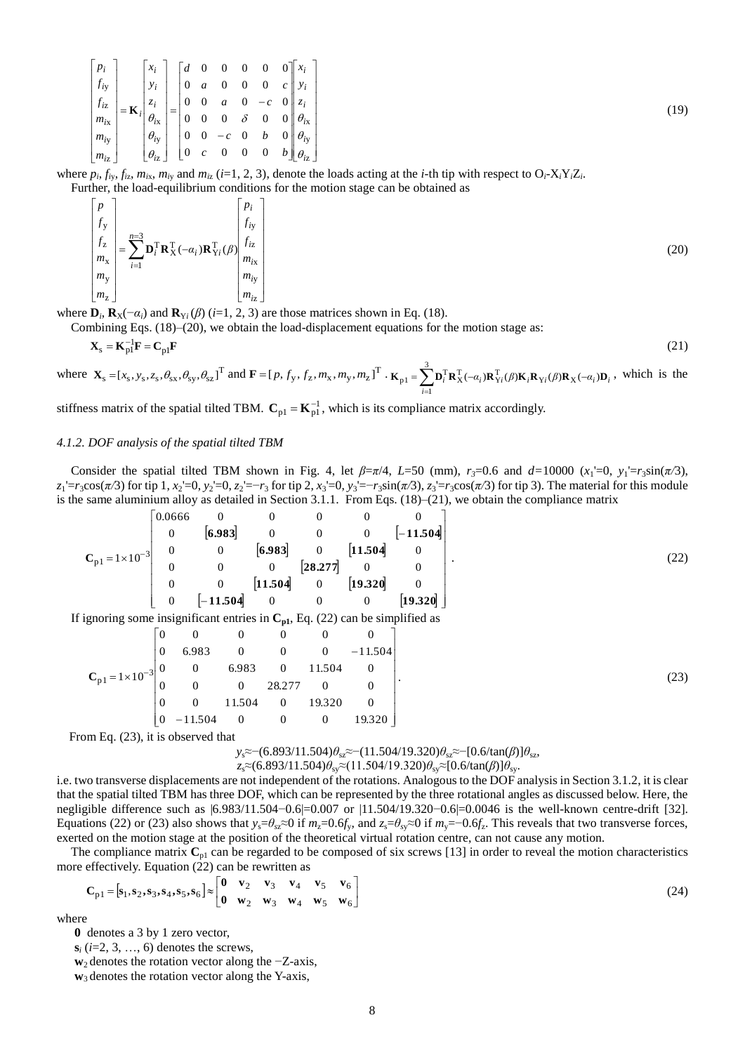$$\begin{bmatrix} p_i \\ f_{iy} \\ f_{iz} \\ m_{ix} \\ m_{iy} \\ m_{iz} \end{bmatrix} = \mathbf{K}_i \begin{bmatrix} x_i \\ y_i \\ z_i \\ \theta_{ix} \\ \theta_{iy} \\ \theta_{iz} \end{bmatrix} = \begin{bmatrix} d & 0 & 0 & 0 & 0 & 0 \\ 0 & a & 0 & 0 & 0 & c \\ 0 & 0 & a & 0 & -c & 0 \\ 0 & 0 & 0 & \delta & 0 & 0 \\ 0 & 0 & -c & 0 & b & 0 \\ 0 & c & 0 & 0 & 0 & b \end{bmatrix} \begin{bmatrix} x_i \\ y_i \\ z_i \\ \theta_{ix} \\ \theta_{iy} \\ \theta_{iz} \end{bmatrix} \tag{19}$$

where $p_i$, $f_{iy}$, $f_{iz}$, $m_{ix}$, $m_{iy}$ and $m_{iz}$ ($i$=1, 2, 3), denote the loads acting at the $i$-th tip with respect to $O_i$-$X_iY_iZ_i$.

Further, the load-equilibrium conditions for the motion stage can be obtained as

$$\begin{bmatrix} p \\ f_{y} \\ f_{z} \\ m_{x} \\ m_{y} \\ m_{z} \end{bmatrix} = \sum_{i=1}^{n=3} \mathbf{D}_i^{\mathrm{T}} \mathbf{R}_{\mathrm{X}}^{\mathrm{T}}(-\alpha_i) \mathbf{R}_{\mathrm{Y}i}^{\mathrm{T}}(\beta) \begin{bmatrix} p_i \\ f_{iy} \\ f_{iz} \\ m_{ix} \\ m_{iy} \\ m_{iz} \end{bmatrix} \tag{20}$$

where $\mathbf{D}_i$, $\mathbf{R}_{\mathrm{X}}(-\alpha_i)$ and $\mathbf{R}_{\mathrm{Y}i}(\beta)$ ($i$=1, 2, 3) are those matrices shown in Eq. (18).

Combining Eqs. (18)–(20), we obtain the load-displacement equations for the motion stage as:

$$\mathbf{X}_{\mathrm{s}} = \mathbf{K}_{\mathrm{p1}}^{-1}\mathbf{F} = \mathbf{C}_{\mathrm{p1}}\mathbf{F} \tag{21}$$

where $\mathbf{X}_{\mathrm{s}} = [x_{\mathrm{s}}, y_{\mathrm{s}}, z_{\mathrm{s}}, \theta_{\mathrm{sx}}, \theta_{\mathrm{sy}}, \theta_{\mathrm{sz}}]^{\mathrm{T}}$ and $\mathbf{F} = [p, f_{\mathrm{y}}, f_{\mathrm{z}}, m_{\mathrm{x}}, m_{\mathrm{y}}, m_{\mathrm{z}}]^{\mathrm{T}}$. $\mathbf{K}_{\mathrm{p1}} = \sum_{i=1}^{3} \mathbf{D}_i^{\mathrm{T}} \mathbf{R}_{\mathrm{X}}^{\mathrm{T}}(-\alpha_i) \mathbf{R}_{\mathrm{Y}i}^{\mathrm{T}}(\beta) \mathbf{K}_i \mathbf{R}_{\mathrm{Y}i}(\beta) \mathbf{R}_{\mathrm{X}}(-\alpha_i) \mathbf{D}_i$, which is the stiffness matrix of the spatial tilted TBM. $\mathbf{C}_{\mathrm{p1}} = \mathbf{K}_{\mathrm{p1}}^{-1}$, which is its compliance matrix accordingly.

#### *4.1.2. DOF analysis of the spatial tilted TBM*

Consider the spatial tilted TBM shown in Fig. 4, let $\beta=\pi/4$, $L$=50 (mm), $r_3$=0.6 and $d$=10000 ($x_1'$=0, $y_1'=r_3\sin(\pi/3)$, $z_1'=r_3\cos(\pi/3)$ for tip 1, $x_2'$=0, $y_2'$=0, $z_2'=-r_3$ for tip 2, $x_3'$=0, $y_3'=-r_3\sin(\pi/3)$, $z_3'=r_3\cos(\pi/3)$ for tip 3). The material for this module is the same aluminium alloy as detailed in Section 3.1.1. From Eqs. (18)–(21), we obtain the compliance matrix

$$\mathbf{C}_{\mathrm{p1}} = 1\times10^{-3} \begin{bmatrix} 0.0666 & 0 & 0 & 0 & 0 & 0 \\ 0 & [\mathbf{6.983}] & 0 & 0 & 0 & [-\mathbf{11.504}] \\ 0 & 0 & [\mathbf{6.983}] & 0 & [\mathbf{11.504}] & 0 \\ 0 & 0 & 0 & [\mathbf{28.277}] & 0 & 0 \\ 0 & 0 & [\mathbf{11.504}] & 0 & [\mathbf{19.320}] & 0 \\ 0 & [-\mathbf{11.504}] & 0 & 0 & 0 & [\mathbf{19.320}] \end{bmatrix}. \tag{22}$$

If ignoring some insignificant entries in $\mathbf{C}_{\mathbf{p1}}$, Eq. (22) can be simplified as

$$\mathbf{C}_{\mathrm{p1}} = 1\times10^{-3} \begin{bmatrix} 0 & 0 & 0 & 0 & 0 & 0 \\ 0 & 6.983 & 0 & 0 & 0 & -11.504 \\ 0 & 0 & 6.983 & 0 & 11.504 & 0 \\ 0 & 0 & 0 & 28.277 & 0 & 0 \\ 0 & 0 & 11.504 & 0 & 19.320 & 0 \\ 0 & -11.504 & 0 & 0 & 0 & 19.320 \end{bmatrix}. \tag{23}$$

From Eq. (23), it is observed that

$$y_{\mathrm{s}}\approx-(6.893/11.504)\theta_{\mathrm{sz}}\approx-(11.504/19.320)\theta_{\mathrm{sz}}\approx-[0.6/\tan(\beta)]\theta_{\mathrm{sz}},$$
$$z_{\mathrm{s}}\approx(6.893/11.504)\theta_{\mathrm{sy}}\approx(11.504/19.320)\theta_{\mathrm{sy}}\approx[0.6/\tan(\beta)]\theta_{\mathrm{sy}}.$$

i.e. two transverse displacements are not independent of the rotations. Analogous to the DOF analysis in Section 3.1.2, it is clear that the spatial tilted TBM has three DOF, which can be represented by the three rotational angles as discussed below. Here, the negligible difference such as |6.983/11.504−0.6|=0.007 or |11.504/19.320−0.6|=0.0046 is the well-known centre-drift [32]. Equations (22) or (23) also shows that $y_{\mathrm{s}}=\theta_{\mathrm{sz}}\approx0$ if $m_{\mathrm{z}}=0.6f_{\mathrm{y}}$, and $z_{\mathrm{s}}=\theta_{\mathrm{sy}}\approx0$ if $m_{\mathrm{y}}=-0.6f_{\mathrm{z}}$. This reveals that two transverse forces, exerted on the motion stage at the position of the theoretical virtual rotation centre, can not cause any motion.

The compliance matrix $\mathbf{C}_{\mathrm{p1}}$ can be regarded to be composed of six screws [13] in order to reveal the motion characteristics more effectively. Equation (22) can be rewritten as

$$\mathbf{C}_{\mathrm{p1}} = [\mathbf{s}_1, \mathbf{s}_2, \mathbf{s}_3, \mathbf{s}_4, \mathbf{s}_5, \mathbf{s}_6] \approx \begin{bmatrix} \mathbf{0} & \mathbf{v}_2 & \mathbf{v}_3 & \mathbf{v}_4 & \mathbf{v}_5 & \mathbf{v}_6 \\ \mathbf{0} & \mathbf{w}_2 & \mathbf{w}_3 & \mathbf{w}_4 & \mathbf{w}_5 & \mathbf{w}_6 \end{bmatrix} \tag{24}$$

where

- $\mathbf{0}$ denotes a 3 by 1 zero vector,
- $\mathbf{s}_i$ ($i$=2, 3, …, 6) denotes the screws,
- $\mathbf{w}_2$ denotes the rotation vector along the −Z-axis,
- $\mathbf{w}_3$ denotes the rotation vector along the Y-axis,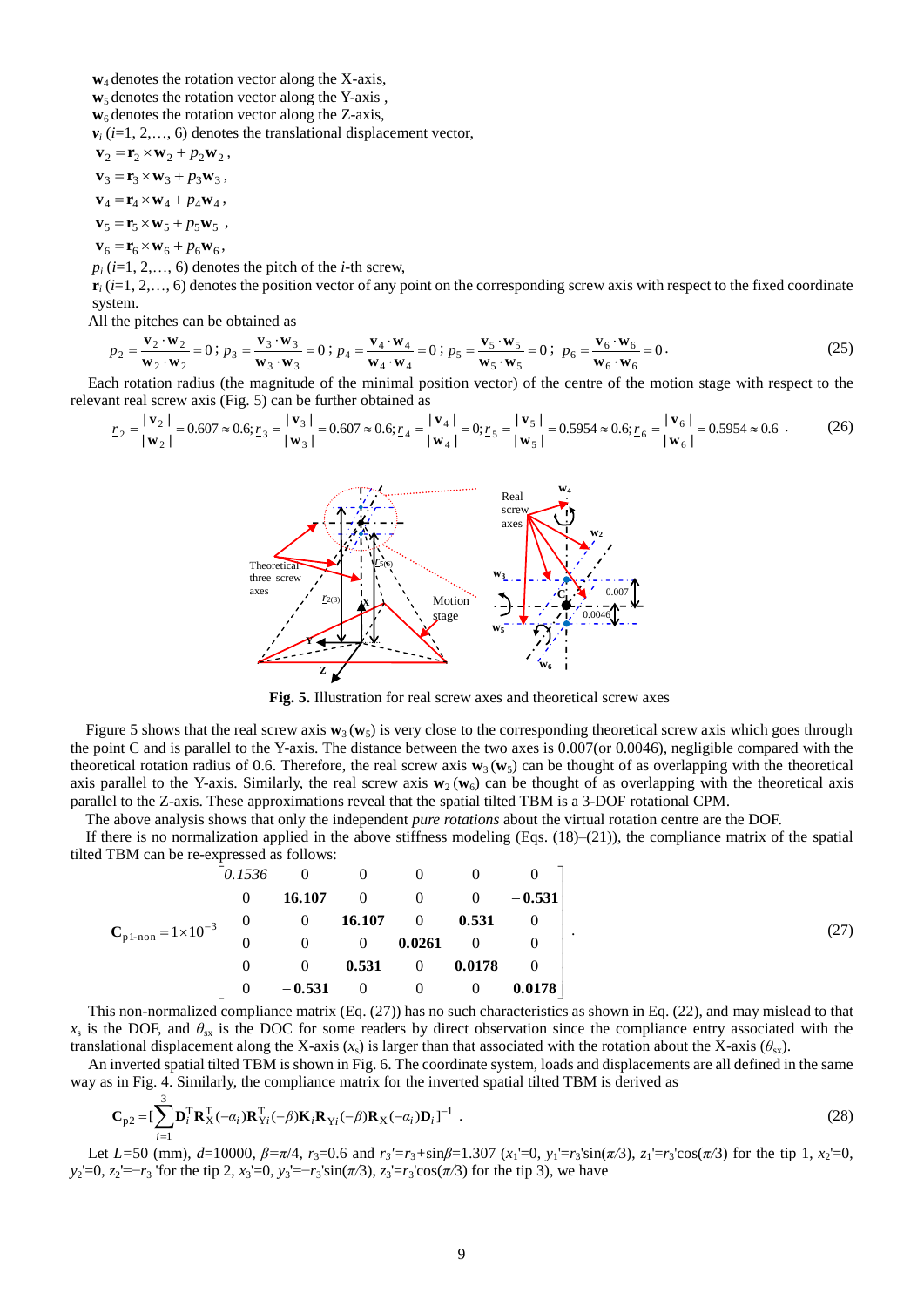$\mathbf{w}_4$ denotes the rotation vector along the X-axis,

$\mathbf{w}_5$ denotes the rotation vector along the Y-axis ,

$\mathbf{w}_6$ denotes the rotation vector along the Z-axis,

$\boldsymbol{v}_i$ ($i$=1, 2,…, 6) denotes the translational displacement vector,

$\mathbf{v}_2 = \mathbf{r}_2 \times \mathbf{w}_2 + p_2\mathbf{w}_2$ ,

$\mathbf{v}_3 = \mathbf{r}_3 \times \mathbf{w}_3 + p_3\mathbf{w}_3$ ,

$\mathbf{v}_4 = \mathbf{r}_4 \times \mathbf{w}_4 + p_4\mathbf{w}_4$ ,

$\mathbf{v}_5 = \mathbf{r}_5 \times \mathbf{w}_5 + p_5\mathbf{w}_5$ ,

$\mathbf{v}_6 = \mathbf{r}_6 \times \mathbf{w}_6 + p_6\mathbf{w}_6$ ,

$p_i$ ($i$=1, 2,…, 6) denotes the pitch of the $i$-th screw,

$\mathbf{r}_i$ ($i$=1, 2,…, 6) denotes the position vector of any point on the corresponding screw axis with respect to the fixed coordinate system.

All the pitches can be obtained as

$$p_2 = \frac{\mathbf{v}_2 \cdot \mathbf{w}_2}{\mathbf{w}_2 \cdot \mathbf{w}_2} = 0\,;\; p_3 = \frac{\mathbf{v}_3 \cdot \mathbf{w}_3}{\mathbf{w}_3 \cdot \mathbf{w}_3} = 0\,;\; p_4 = \frac{\mathbf{v}_4 \cdot \mathbf{w}_4}{\mathbf{w}_4 \cdot \mathbf{w}_4} = 0\,;\; p_5 = \frac{\mathbf{v}_5 \cdot \mathbf{w}_5}{\mathbf{w}_5 \cdot \mathbf{w}_5} = 0\,;\; p_6 = \frac{\mathbf{v}_6 \cdot \mathbf{w}_6}{\mathbf{w}_6 \cdot \mathbf{w}_6} = 0\,. \tag{25}$$

Each rotation radius (the magnitude of the minimal position vector) of the centre of the motion stage with respect to the relevant real screw axis (Fig. 5) can be further obtained as

$$\underline{r}_2 = \frac{|\mathbf{v}_2|}{|\mathbf{w}_2|} = 0.607 \approx 0.6;\, \underline{r}_3 = \frac{|\mathbf{v}_3|}{|\mathbf{w}_3|} = 0.607 \approx 0.6;\, \underline{r}_4 = \frac{|\mathbf{v}_4|}{|\mathbf{w}_4|} = 0;\, \underline{r}_5 = \frac{|\mathbf{v}_5|}{|\mathbf{w}_5|} = 0.5954 \approx 0.6;\, \underline{r}_6 = \frac{|\mathbf{v}_6|}{|\mathbf{w}_6|} = 0.5954 \approx 0.6\,. \tag{26}$$

**Fig. 5.** Illustration for real screw axes and theoretical screw axes

Figure 5 shows that the real screw axis $\mathbf{w}_3$ ($\mathbf{w}_5$) is very close to the corresponding theoretical screw axis which goes through the point C and is parallel to the Y-axis. The distance between the two axes is 0.007(or 0.0046), negligible compared with the theoretical rotation radius of 0.6. Therefore, the real screw axis $\mathbf{w}_3$ ($\mathbf{w}_5$) can be thought of as overlapping with the theoretical axis parallel to the Y-axis. Similarly, the real screw axis $\mathbf{w}_2$ ($\mathbf{w}_6$) can be thought of as overlapping with the theoretical axis parallel to the Z-axis. These approximations reveal that the spatial tilted TBM is a 3-DOF rotational CPM.

The above analysis shows that only the independent *pure rotations* about the virtual rotation centre are the DOF.

If there is no normalization applied in the above stiffness modeling (Eqs. (18)–(21)), the compliance matrix of the spatial tilted TBM can be re-expressed as follows:

$$\mathbf{C}_{\text{p1-non}} = 1\times10^{-3}\begin{bmatrix} 0.1536 & 0 & 0 & 0 & 0 & 0 \\ 0 & \mathbf{16.107} & 0 & 0 & 0 & \mathbf{-0.531} \\ 0 & 0 & \mathbf{16.107} & 0 & \mathbf{0.531} & 0 \\ 0 & 0 & 0 & \mathbf{0.0261} & 0 & 0 \\ 0 & 0 & \mathbf{0.531} & 0 & \mathbf{0.0178} & 0 \\ 0 & \mathbf{-0.531} & 0 & 0 & 0 & \mathbf{0.0178} \end{bmatrix}. \tag{27}$$

This non-normalized compliance matrix (Eq. (27)) has no such characteristics as shown in Eq. (22), and may mislead to that $x_s$ is the DOF, and $\theta_{sx}$ is the DOC for some readers by direct observation since the compliance entry associated with the translational displacement along the X-axis ($x_s$) is larger than that associated with the rotation about the X-axis ($\theta_{sx}$).

An inverted spatial tilted TBM is shown in Fig. 6. The coordinate system, loads and displacements are all defined in the same way as in Fig. 4. Similarly, the compliance matrix for the inverted spatial tilted TBM is derived as

$$\mathbf{C}_{\text{p2}} = [\sum_{i=1}^{3} \mathbf{D}_i^{\text{T}} \mathbf{R}_{\text{X}}^{\text{T}}(-\alpha_i) \mathbf{R}_{\text{Y}i}^{\text{T}}(-\beta) \mathbf{K}_i \mathbf{R}_{\text{Y}i}(-\beta) \mathbf{R}_{\text{X}}(-\alpha_i) \mathbf{D}_i]^{-1}\,. \tag{28}$$

Let $L$=50 (mm), $d$=10000, $\beta$=$\pi$/4, $r_3$=0.6 and $r_3'$=$r_3$+sin$\beta$=1.307 ($x_1'$=0, $y_1'$=$r_3'$sin($\pi$/3), $z_1'$=$r_3'$cos($\pi$/3) for the tip 1, $x_2'$=0, $y_2'$=0, $z_2'$=−$r_3$ 'for the tip 2, $x_3'$=0, $y_3'$=−$r_3'$sin($\pi$/3), $z_3'$=$r_3'$cos($\pi$/3) for the tip 3), we have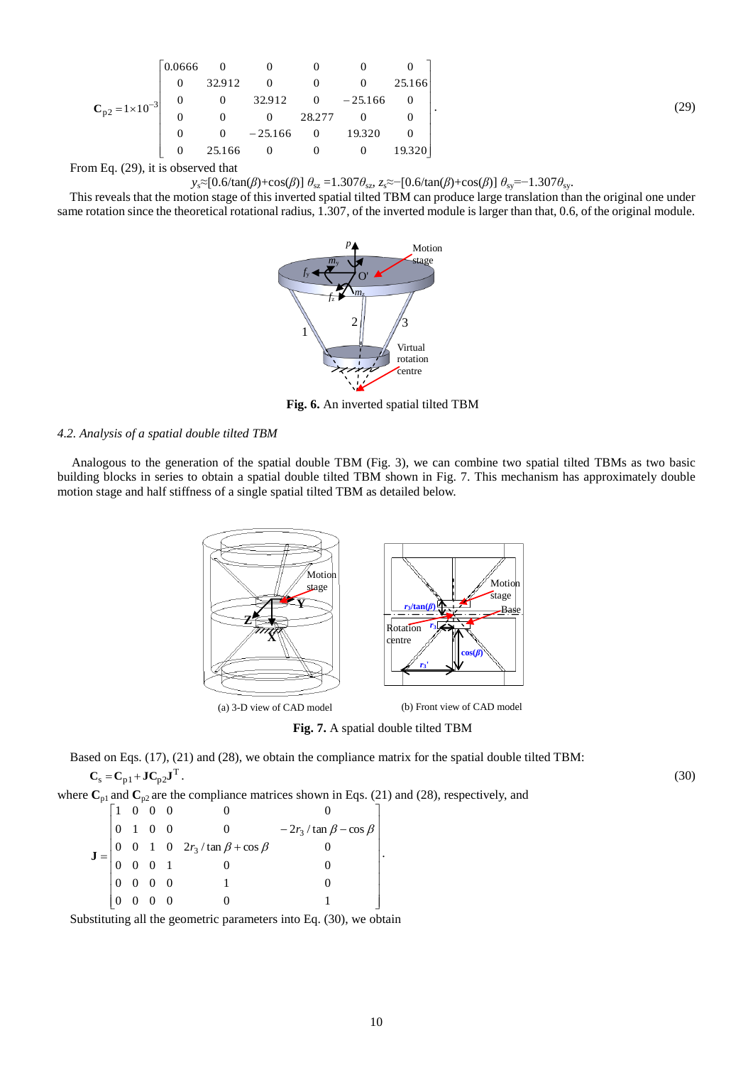$$\mathbf{C}_{\mathrm{p2}} = 1\times10^{-3}\begin{bmatrix} 0.0666 & 0 & 0 & 0 & 0 & 0 \\ 0 & 32.912 & 0 & 0 & 0 & 25.166 \\ 0 & 0 & 32.912 & 0 & -25.166 & 0 \\ 0 & 0 & 0 & 28.277 & 0 & 0 \\ 0 & 0 & -25.166 & 0 & 19.320 & 0 \\ 0 & 25.166 & 0 & 0 & 0 & 19.320 \end{bmatrix}. \tag{29}$$

From Eq. (29), it is observed that

$$y_s \approx [0.6/\tan(\beta)+\cos(\beta)]\,\theta_{sz} = 1.307\theta_{sz},\; z_s \approx -[0.6/\tan(\beta)+\cos(\beta)]\,\theta_{sy} = -1.307\theta_{sy}.$$

This reveals that the motion stage of this inverted spatial tilted TBM can produce large translation than the original one under same rotation since the theoretical rotational radius, 1.307, of the inverted module is larger than that, 0.6, of the original module.

**Fig. 6.** An inverted spatial tilted TBM

### *4.2. Analysis of a spatial double tilted TBM*

Analogous to the generation of the spatial double TBM (Fig. 3), we can combine two spatial tilted TBMs as two basic building blocks in series to obtain a spatial double tilted TBM shown in Fig. 7. This mechanism has approximately double motion stage and half stiffness of a single spatial tilted TBM as detailed below.

(a) 3-D view of CAD model (b) Front view of CAD model

**Fig. 7.** A spatial double tilted TBM

Based on Eqs. (17), (21) and (28), we obtain the compliance matrix for the spatial double tilted TBM:

$$\mathbf{C}_{\mathrm{s}} = \mathbf{C}_{\mathrm{p1}} + \mathbf{J}\mathbf{C}_{\mathrm{p2}}\mathbf{J}^{\mathrm{T}}. \tag{30}$$

where $\mathbf{C}_{\mathrm{p1}}$ and $\mathbf{C}_{\mathrm{p2}}$ are the compliance matrices shown in Eqs. (21) and (28), respectively, and

$$\mathbf{J} = \begin{bmatrix} 1 & 0 & 0 & 0 & 0 & 0 \\ 0 & 1 & 0 & 0 & 0 & -2r_3/\tan\beta - \cos\beta \\ 0 & 0 & 1 & 0 & 2r_3/\tan\beta + \cos\beta & 0 \\ 0 & 0 & 0 & 1 & 0 & 0 \\ 0 & 0 & 0 & 0 & 1 & 0 \\ 0 & 0 & 0 & 0 & 0 & 1 \end{bmatrix}.$$

Substituting all the geometric parameters into Eq. (30), we obtain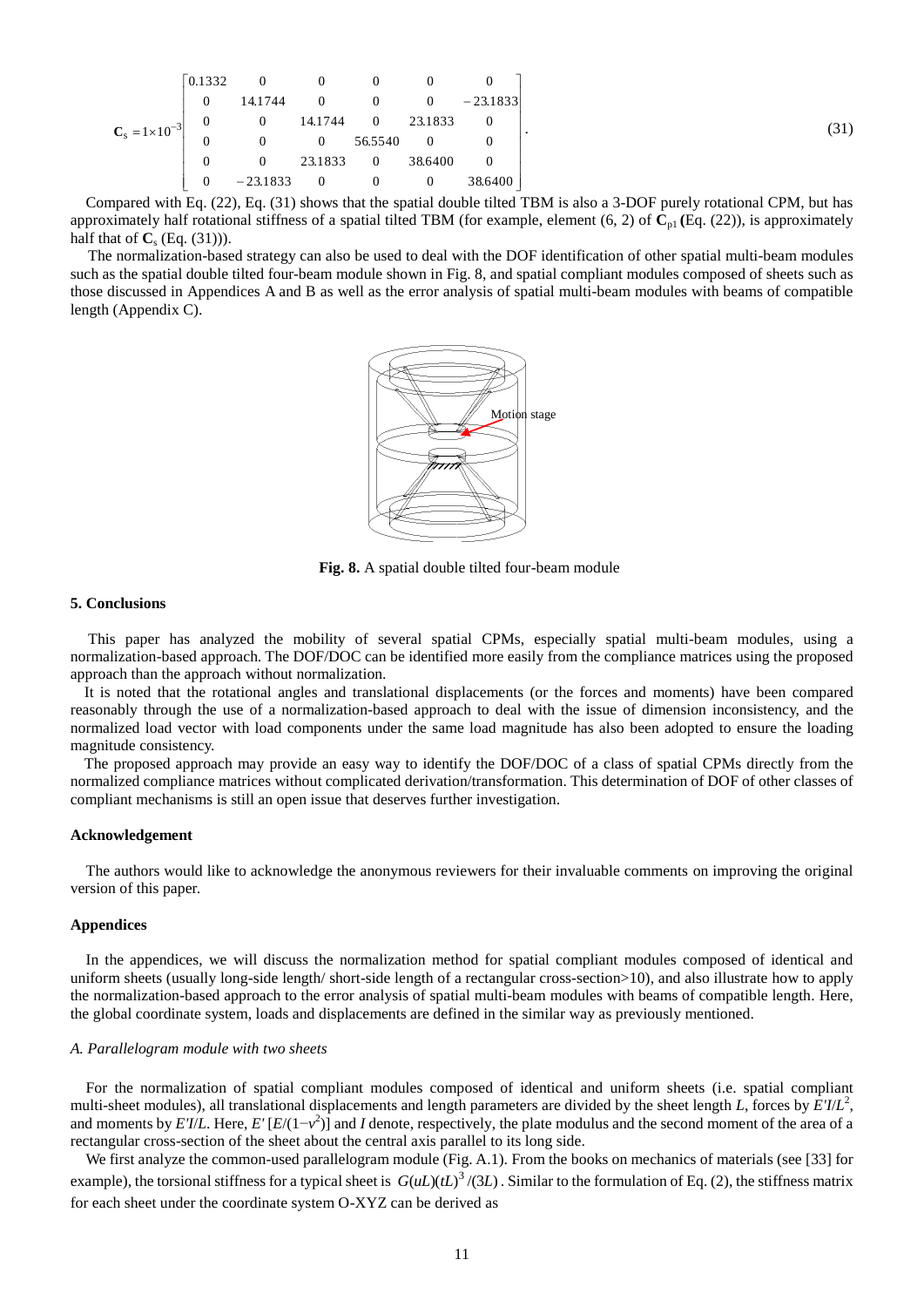$$\mathbf{C}_{\mathrm{s}} = 1\times10^{-3}\begin{bmatrix} 0.1332 & 0 & 0 & 0 & 0 & 0 \\ 0 & 14.1744 & 0 & 0 & 0 & -23.1833 \\ 0 & 0 & 14.1744 & 0 & 23.1833 & 0 \\ 0 & 0 & 0 & 56.5540 & 0 & 0 \\ 0 & 0 & 23.1833 & 0 & 38.6400 & 0 \\ 0 & -23.1833 & 0 & 0 & 0 & 38.6400 \end{bmatrix}. \tag{31}$$

Compared with Eq. (22), Eq. (31) shows that the spatial double tilted TBM is also a 3-DOF purely rotational CPM, but has approximately half rotational stiffness of a spatial tilted TBM (for example, element (6, 2) of $\mathbf{C}_{\mathrm{p1}}$ (Eq. (22)), is approximately half that of $\mathbf{C}_{\mathrm{s}}$ (Eq. (31))).

The normalization-based strategy can also be used to deal with the DOF identification of other spatial multi-beam modules such as the spatial double tilted four-beam module shown in Fig. 8, and spatial compliant modules composed of sheets such as those discussed in Appendices A and B as well as the error analysis of spatial multi-beam modules with beams of compatible length (Appendix C).

**Fig. 8.** A spatial double tilted four-beam module

## 5. Conclusions

This paper has analyzed the mobility of several spatial CPMs, especially spatial multi-beam modules, using a normalization-based approach. The DOF/DOC can be identified more easily from the compliance matrices using the proposed approach than the approach without normalization.

It is noted that the rotational angles and translational displacements (or the forces and moments) have been compared reasonably through the use of a normalization-based approach to deal with the issue of dimension inconsistency, and the normalized load vector with load components under the same load magnitude has also been adopted to ensure the loading magnitude consistency.

The proposed approach may provide an easy way to identify the DOF/DOC of a class of spatial CPMs directly from the normalized compliance matrices without complicated derivation/transformation. This determination of DOF of other classes of compliant mechanisms is still an open issue that deserves further investigation.

## Acknowledgement

The authors would like to acknowledge the anonymous reviewers for their invaluable comments on improving the original version of this paper.

## Appendices

In the appendices, we will discuss the normalization method for spatial compliant modules composed of identical and uniform sheets (usually long-side length/ short-side length of a rectangular cross-section>10), and also illustrate how to apply the normalization-based approach to the error analysis of spatial multi-beam modules with beams of compatible length. Here, the global coordinate system, loads and displacements are defined in the similar way as previously mentioned.

### *A. Parallelogram module with two sheets*

For the normalization of spatial compliant modules composed of identical and uniform sheets (i.e. spatial compliant multi-sheet modules), all translational displacements and length parameters are divided by the sheet length $L$, forces by $E'I/L^2$, and moments by $E'I/L$. Here, $E'$ $[E/(1-v^2)]$ and $I$ denote, respectively, the plate modulus and the second moment of the area of a rectangular cross-section of the sheet about the central axis parallel to its long side.

We first analyze the common-used parallelogram module (Fig. A.1). From the books on mechanics of materials (see [33] for example), the torsional stiffness for a typical sheet is $G(uL)(tL)^3/(3L)$. Similar to the formulation of Eq. (2), the stiffness matrix for each sheet under the coordinate system O-XYZ can be derived as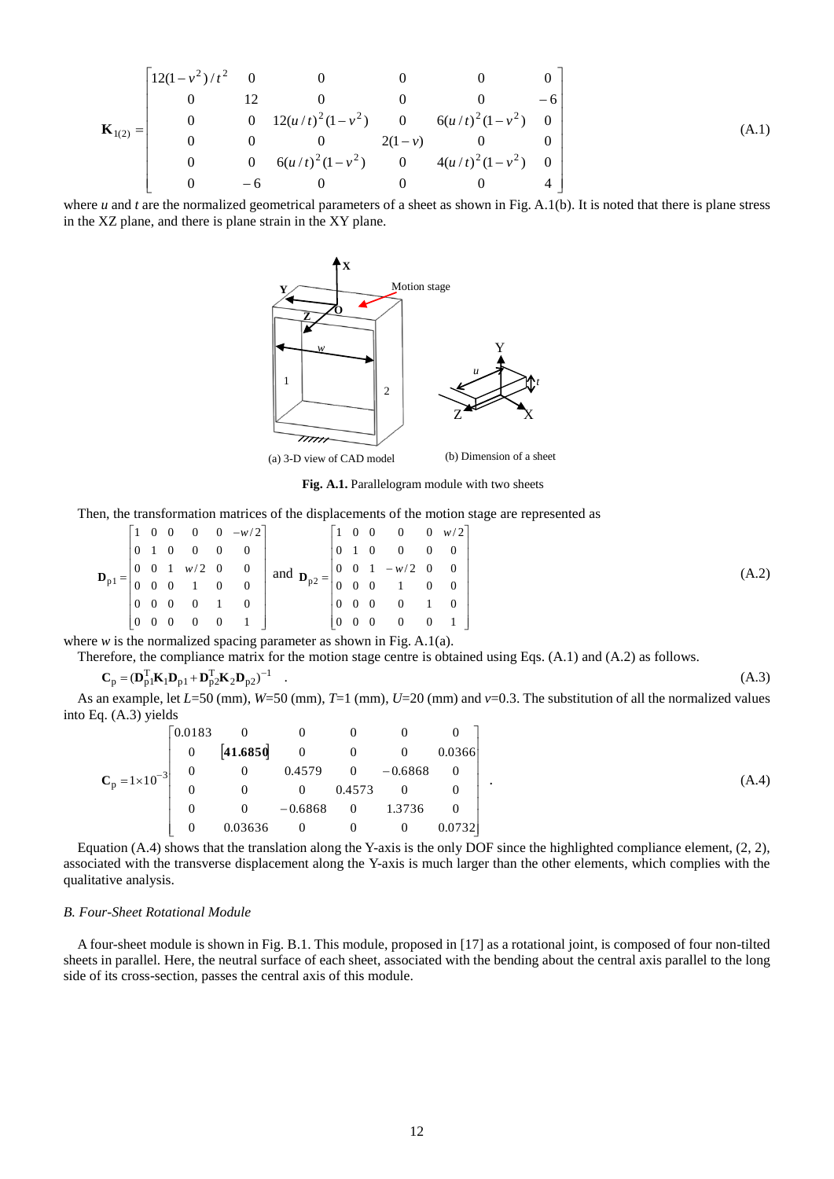$$
\mathbf{K}_{1(2)} = \begin{bmatrix} 12(1-v^2)/t^2 & 0 & 0 & 0 & 0 & 0 \\ 0 & 12 & 0 & 0 & 0 & -6 \\ 0 & 0 & 12(u/t)^2(1-v^2) & 0 & 6(u/t)^2(1-v^2) & 0 \\ 0 & 0 & 0 & 2(1-v) & 0 & 0 \\ 0 & 0 & 6(u/t)^2(1-v^2) & 0 & 4(u/t)^2(1-v^2) & 0 \\ 0 & -6 & 0 & 0 & 0 & 4 \end{bmatrix} \tag{A.1}
$$

where $u$ and $t$ are the normalized geometrical parameters of a sheet as shown in Fig. A.1(b). It is noted that there is plane stress in the XZ plane, and there is plane strain in the XY plane.

(a) 3-D view of CAD model (b) Dimension of a sheet

**Fig. A.1.** Parallelogram module with two sheets

Then, the transformation matrices of the displacements of the motion stage are represented as

$$
\mathbf{D}_{\mathrm{p}1} = \begin{bmatrix} 1 & 0 & 0 & 0 & 0 & -w/2 \\ 0 & 1 & 0 & 0 & 0 & 0 \\ 0 & 0 & 1 & w/2 & 0 & 0 \\ 0 & 0 & 0 & 1 & 0 & 0 \\ 0 & 0 & 0 & 0 & 1 & 0 \\ 0 & 0 & 0 & 0 & 0 & 1 \end{bmatrix} \text{ and } \mathbf{D}_{\mathrm{p}2} = \begin{bmatrix} 1 & 0 & 0 & 0 & 0 & w/2 \\ 0 & 1 & 0 & 0 & 0 & 0 \\ 0 & 0 & 1 & -w/2 & 0 & 0 \\ 0 & 0 & 0 & 1 & 0 & 0 \\ 0 & 0 & 0 & 0 & 1 & 0 \\ 0 & 0 & 0 & 0 & 0 & 1 \end{bmatrix} \tag{A.2}
$$

where $w$ is the normalized spacing parameter as shown in Fig. A.1(a).

Therefore, the compliance matrix for the motion stage centre is obtained using Eqs. (A.1) and (A.2) as follows.

$$
\mathbf{C}_{\mathrm{p}} = (\mathbf{D}_{\mathrm{p}1}^{\mathrm{T}}\mathbf{K}_1\mathbf{D}_{\mathrm{p}1} + \mathbf{D}_{\mathrm{p}2}^{\mathrm{T}}\mathbf{K}_2\mathbf{D}_{\mathrm{p}2})^{-1} \quad . \tag{A.3}
$$

As an example, let $L$=50 (mm), $W$=50 (mm), $T$=1 (mm), $U$=20 (mm) and $v$=0.3. The substitution of all the normalized values into Eq. (A.3) yields

$$
\mathbf{C}_{\mathrm{p}} = 1\times 10^{-3} \begin{bmatrix} 0.0183 & 0 & 0 & 0 & 0 & 0 \\ 0 & \boxed{41.6850} & 0 & 0 & 0 & 0.0366 \\ 0 & 0 & 0.4579 & 0 & -0.6868 & 0 \\ 0 & 0 & 0 & 0.4573 & 0 & 0 \\ 0 & 0 & -0.6868 & 0 & 1.3736 & 0 \\ 0 & 0.03636 & 0 & 0 & 0 & 0.0732 \end{bmatrix} . \tag{A.4}
$$

Equation (A.4) shows that the translation along the Y-axis is the only DOF since the highlighted compliance element, (2, 2), associated with the transverse displacement along the Y-axis is much larger than the other elements, which complies with the qualitative analysis.

### *B. Four-Sheet Rotational Module*

A four-sheet module is shown in Fig. B.1. This module, proposed in [17] as a rotational joint, is composed of four non-tilted sheets in parallel. Here, the neutral surface of each sheet, associated with the bending about the central axis parallel to the long side of its cross-section, passes the central axis of this module.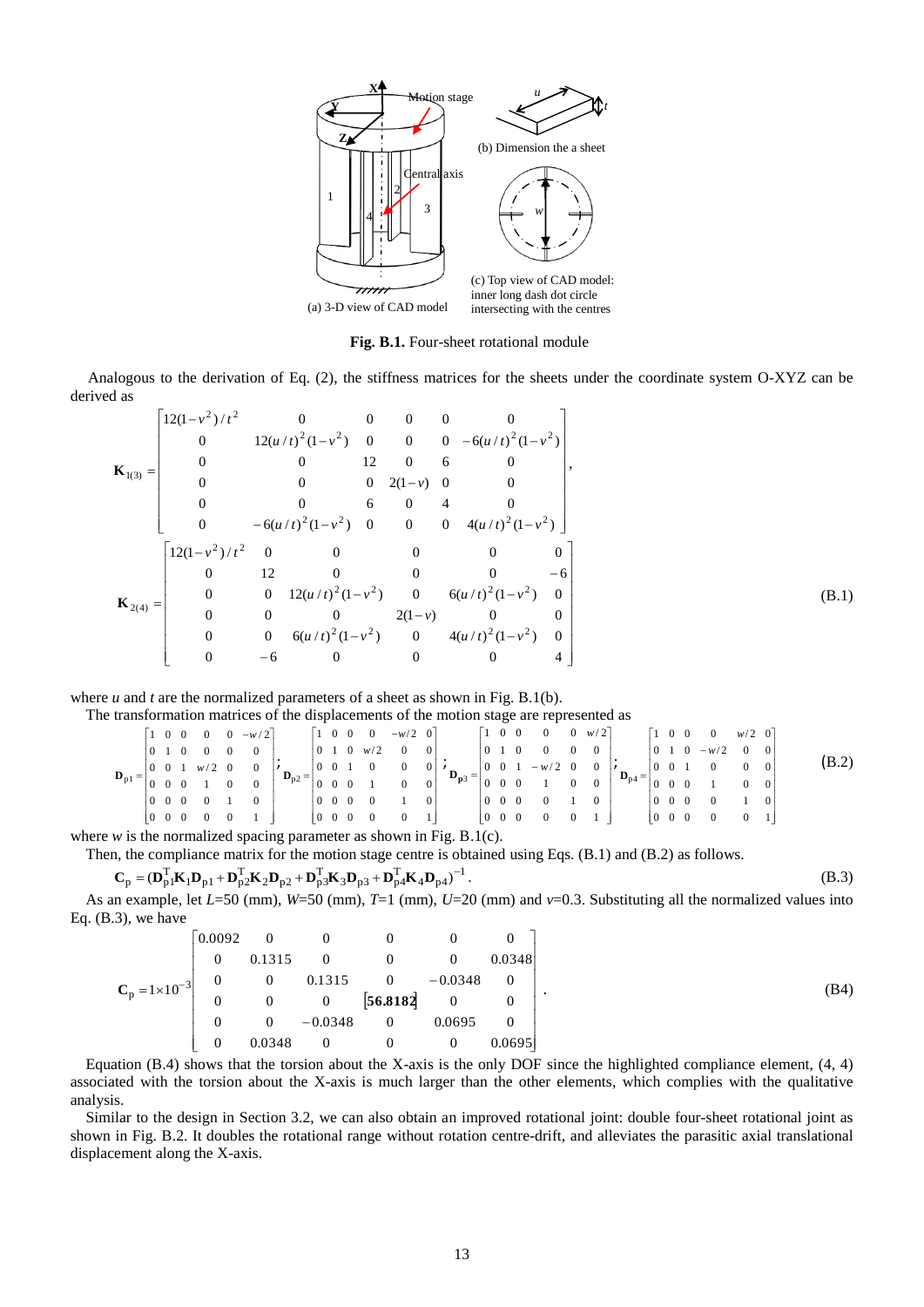Fig. B.1. Four-sheet rotational module

(a) 3-D view of CAD model

(b) Dimension the a sheet

(c) Top view of CAD model: inner long dash dot circle intersecting with the centres

Analogous to the derivation of Eq. (2), the stiffness matrices for the sheets under the coordinate system O-XYZ can be derived as

$$\mathbf{K}_{1(3)} = \begin{bmatrix} 12(1-v^2)/t^2 & 0 & 0 & 0 & 0 & 0 \\ 0 & 12(u/t)^2(1-v^2) & 0 & 0 & 0 & -6(u/t)^2(1-v^2) \\ 0 & 0 & 12 & 0 & 6 & 0 \\ 0 & 0 & 0 & 2(1-v) & 0 & 0 \\ 0 & 0 & 6 & 0 & 4 & 0 \\ 0 & -6(u/t)^2(1-v^2) & 0 & 0 & 0 & 4(u/t)^2(1-v^2) \end{bmatrix},$$

$$\mathbf{K}_{2(4)} = \begin{bmatrix} 12(1-v^2)/t^2 & 0 & 0 & 0 & 0 & 0 \\ 0 & 12 & 0 & 0 & 0 & -6 \\ 0 & 0 & 12(u/t)^2(1-v^2) & 0 & 6(u/t)^2(1-v^2) & 0 \\ 0 & 0 & 0 & 2(1-v) & 0 & 0 \\ 0 & 0 & 6(u/t)^2(1-v^2) & 0 & 4(u/t)^2(1-v^2) & 0 \\ 0 & -6 & 0 & 0 & 0 & 4 \end{bmatrix} \tag{B.1}$$

where $u$ and $t$ are the normalized parameters of a sheet as shown in Fig. B.1(b).

The transformation matrices of the displacements of the motion stage are represented as

$$\mathbf{D}_{p1} = \begin{bmatrix} 1 & 0 & 0 & 0 & 0 & -w/2 \\ 0 & 1 & 0 & 0 & 0 & 0 \\ 0 & 0 & 1 & w/2 & 0 & 0 \\ 0 & 0 & 0 & 1 & 0 & 0 \\ 0 & 0 & 0 & 0 & 1 & 0 \\ 0 & 0 & 0 & 0 & 0 & 1 \end{bmatrix}; \mathbf{D}_{p2} = \begin{bmatrix} 1 & 0 & 0 & 0 & -w/2 & 0 \\ 0 & 1 & 0 & w/2 & 0 & 0 \\ 0 & 0 & 1 & 0 & 0 & 0 \\ 0 & 0 & 0 & 1 & 0 & 0 \\ 0 & 0 & 0 & 0 & 1 & 0 \\ 0 & 0 & 0 & 0 & 0 & 1 \end{bmatrix}; \mathbf{D}_{p3} = \begin{bmatrix} 1 & 0 & 0 & 0 & 0 & w/2 \\ 0 & 1 & 0 & 0 & 0 & 0 \\ 0 & 0 & 1 & -w/2 & 0 & 0 \\ 0 & 0 & 0 & 1 & 0 & 0 \\ 0 & 0 & 0 & 0 & 1 & 0 \\ 0 & 0 & 0 & 0 & 0 & 1 \end{bmatrix}; \mathbf{D}_{p4} = \begin{bmatrix} 1 & 0 & 0 & 0 & w/2 & 0 \\ 0 & 1 & 0 & -w/2 & 0 & 0 \\ 0 & 0 & 1 & 0 & 0 & 0 \\ 0 & 0 & 0 & 1 & 0 & 0 \\ 0 & 0 & 0 & 0 & 1 & 0 \\ 0 & 0 & 0 & 0 & 0 & 1 \end{bmatrix} \tag{B.2}$$

where $w$ is the normalized spacing parameter as shown in Fig. B.1(c).

Then, the compliance matrix for the motion stage centre is obtained using Eqs. (B.1) and (B.2) as follows.

$$\mathbf{C}_p = (\mathbf{D}_{p1}^T\mathbf{K}_1\mathbf{D}_{p1} + \mathbf{D}_{p2}^T\mathbf{K}_2\mathbf{D}_{p2} + \mathbf{D}_{p3}^T\mathbf{K}_3\mathbf{D}_{p3} + \mathbf{D}_{p4}^T\mathbf{K}_4\mathbf{D}_{p4})^{-1}. \tag{B.3}$$

As an example, let $L$=50 (mm), $W$=50 (mm), $T$=1 (mm), $U$=20 (mm) and $v$=0.3. Substituting all the normalized values into Eq. (B.3), we have

$$\mathbf{C}_p = 1\times10^{-3} \begin{bmatrix} 0.0092 & 0 & 0 & 0 & 0 & 0 \\ 0 & 0.1315 & 0 & 0 & 0 & 0.0348 \\ 0 & 0 & 0.1315 & 0 & -0.0348 & 0 \\ 0 & 0 & 0 & \boxed{56.8182} & 0 & 0 \\ 0 & 0 & -0.0348 & 0 & 0.0695 & 0 \\ 0 & 0.0348 & 0 & 0 & 0 & 0.0695 \end{bmatrix}. \tag{B4}$$

Equation (B.4) shows that the torsion about the X-axis is the only DOF since the highlighted compliance element, (4, 4) associated with the torsion about the X-axis is much larger than the other elements, which complies with the qualitative analysis.

Similar to the design in Section 3.2, we can also obtain an improved rotational joint: double four-sheet rotational joint as shown in Fig. B.2. It doubles the rotational range without rotation centre-drift, and alleviates the parasitic axial translational displacement along the X-axis.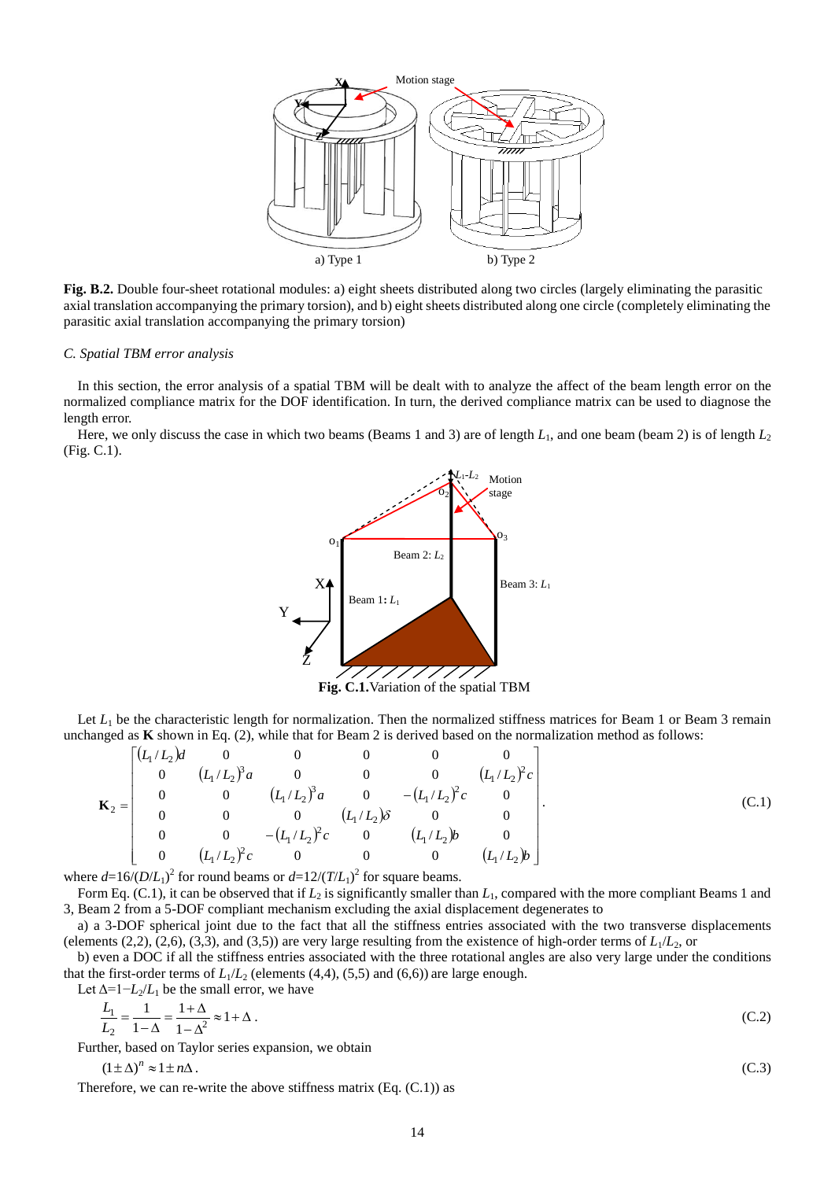**Fig. B.2.** Double four-sheet rotational modules: a) eight sheets distributed along two circles (largely eliminating the parasitic axial translation accompanying the primary torsion), and b) eight sheets distributed along one circle (completely eliminating the parasitic axial translation accompanying the primary torsion)

### *C. Spatial TBM error analysis*

In this section, the error analysis of a spatial TBM will be dealt with to analyze the affect of the beam length error on the normalized compliance matrix for the DOF identification. In turn, the derived compliance matrix can be used to diagnose the length error.

Here, we only discuss the case in which two beams (Beams 1 and 3) are of length $L_1$, and one beam (beam 2) is of length $L_2$ (Fig. C.1).

**Fig. C.1.** Variation of the spatial TBM

Let $L_1$ be the characteristic length for normalization. Then the normalized stiffness matrices for Beam 1 or Beam 3 remain unchanged as **K** shown in Eq. (2), while that for Beam 2 is derived based on the normalization method as follows:

$$\mathbf{K}_2 = \begin{bmatrix} (L_1/L_2)d & 0 & 0 & 0 & 0 & 0 \\ 0 & (L_1/L_2)^3 a & 0 & 0 & 0 & (L_1/L_2)^2 c \\ 0 & 0 & (L_1/L_2)^3 a & 0 & -(L_1/L_2)^2 c & 0 \\ 0 & 0 & 0 & (L_1/L_2)\delta & 0 & 0 \\ 0 & 0 & -(L_1/L_2)^2 c & 0 & (L_1/L_2)b & 0 \\ 0 & (L_1/L_2)^2 c & 0 & 0 & 0 & (L_1/L_2)b \end{bmatrix}. \tag{C.1}$$

where $d$=16/$(D/L_1)^2$ for round beams or $d$=12/$(T/L_1)^2$ for square beams.

Form Eq. (C.1), it can be observed that if $L_2$ is significantly smaller than $L_1$, compared with the more compliant Beams 1 and 3, Beam 2 from a 5-DOF compliant mechanism excluding the axial displacement degenerates to

a) a 3-DOF spherical joint due to the fact that all the stiffness entries associated with the two transverse displacements (elements (2,2), (2,6), (3,3), and (3,5)) are very large resulting from the existence of high-order terms of $L_1/L_2$, or

b) even a DOC if all the stiffness entries associated with the three rotational angles are also very large under the conditions that the first-order terms of $L_1/L_2$ (elements (4,4), (5,5) and (6,6)) are large enough.

Let $\Delta=1-L_2/L_1$ be the small error, we have

$$\frac{L_1}{L_2} = \frac{1}{1-\Delta} = \frac{1+\Delta}{1-\Delta^2} \approx 1+\Delta\,. \tag{C.2}$$

Further, based on Taylor series expansion, we obtain

$$(1 \pm \Delta)^n \approx 1 \pm n\Delta\,. \tag{C.3}$$

Therefore, we can re-write the above stiffness matrix (Eq. (C.1)) as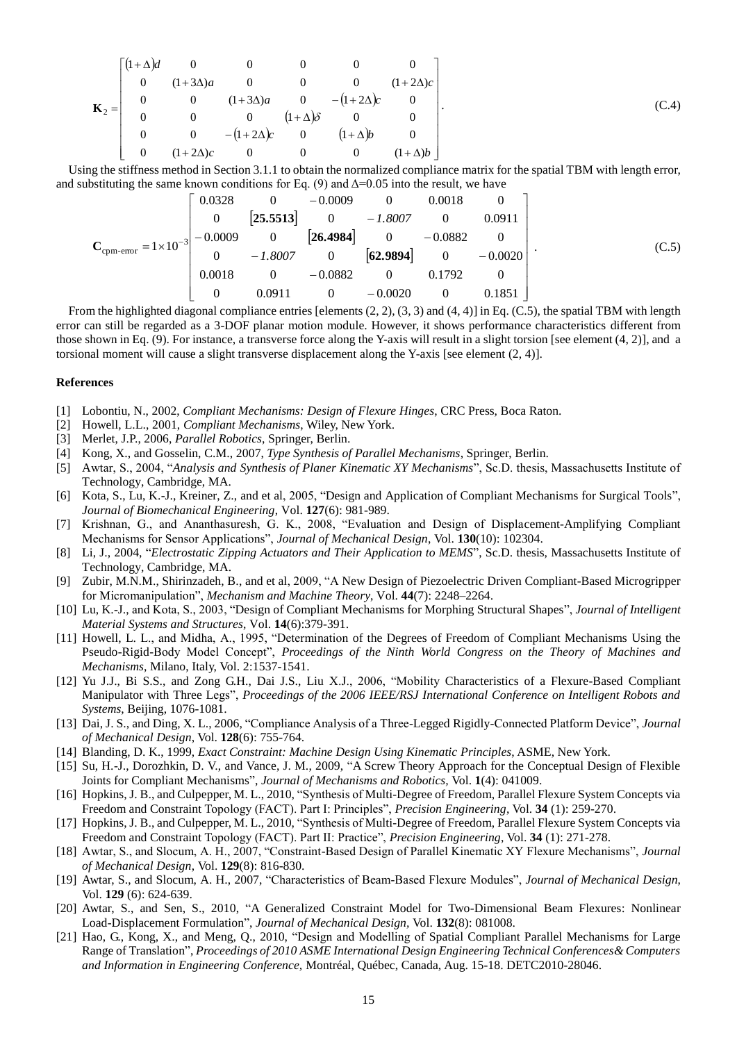$$
\mathbf{K}_2 = \begin{bmatrix} (1+\Delta)d & 0 & 0 & 0 & 0 & 0 \\ 0 & (1+3\Delta)a & 0 & 0 & 0 & (1+2\Delta)c \\ 0 & 0 & (1+3\Delta)a & 0 & -(1+2\Delta)c & 0 \\ 0 & 0 & 0 & (1+\Delta)\delta & 0 & 0 \\ 0 & 0 & -(1+2\Delta)c & 0 & (1+\Delta)b & 0 \\ 0 & (1+2\Delta)c & 0 & 0 & 0 & (1+\Delta)b \end{bmatrix}. \tag{C.4}
$$

Using the stiffness method in Section 3.1.1 to obtain the normalized compliance matrix for the spatial TBM with length error, and substituting the same known conditions for Eq. (9) and $\Delta$=0.05 into the result, we have

$$
\mathbf{C}_{\text{cpm-error}} = 1\times 10^{-3} \begin{bmatrix} 0.0328 & 0 & -0.0009 & 0 & 0.0018 & 0 \\ 0 & [\mathbf{25.5513}] & 0 & -\mathit{1.8007} & 0 & 0.0911 \\ -0.0009 & 0 & [\mathbf{26.4984}] & 0 & -0.0882 & 0 \\ 0 & -\mathit{1.8007} & 0 & [\mathbf{62.9894}] & 0 & -0.0020 \\ 0.0018 & 0 & -0.0882 & 0 & 0.1792 & 0 \\ 0 & 0.0911 & 0 & -0.0020 & 0 & 0.1851 \end{bmatrix}. \tag{C.5}
$$

From the highlighted diagonal compliance entries [elements (2, 2), (3, 3) and (4, 4)] in Eq. (C.5), the spatial TBM with length error can still be regarded as a 3-DOF planar motion module. However, it shows performance characteristics different from those shown in Eq. (9). For instance, a transverse force along the Y-axis will result in a slight torsion [see element (4, 2)], and a torsional moment will cause a slight transverse displacement along the Y-axis [see element (2, 4)].

## References

[1] Lobontiu, N., 2002, *Compliant Mechanisms: Design of Flexure Hinges*, CRC Press, Boca Raton.

[2] Howell, L.L., 2001, *Compliant Mechanisms*, Wiley, New York.

[3] Merlet, J.P., 2006, *Parallel Robotics*, Springer, Berlin.

[4] Kong, X., and Gosselin, C.M., 2007, *Type Synthesis of Parallel Mechanisms*, Springer, Berlin.

[5] Awtar, S., 2004, "*Analysis and Synthesis of Planer Kinematic XY Mechanisms*", Sc.D. thesis, Massachusetts Institute of Technology, Cambridge, MA.

[6] Kota, S., Lu, K.-J., Kreiner, Z., and et al, 2005, "Design and Application of Compliant Mechanisms for Surgical Tools", *Journal of Biomechanical Engineering*, Vol. **127**(6): 981-989.

[7] Krishnan, G., and Ananthasuresh, G. K., 2008, "Evaluation and Design of Displacement-Amplifying Compliant Mechanisms for Sensor Applications", *Journal of Mechanical Design*, Vol. **130**(10): 102304.

[8] Li, J., 2004, "*Electrostatic Zipping Actuators and Their Application to MEMS*", Sc.D. thesis, Massachusetts Institute of Technology, Cambridge, MA.

[9] Zubir, M.N.M., Shirinzadeh, B., and et al, 2009, "A New Design of Piezoelectric Driven Compliant-Based Microgripper for Micromanipulation", *Mechanism and Machine Theory*, Vol. **44**(7): 2248–2264.

[10] Lu, K.-J., and Kota, S., 2003, "Design of Compliant Mechanisms for Morphing Structural Shapes", *Journal of Intelligent Material Systems and Structures*, Vol. **14**(6):379-391.

[11] Howell, L. L., and Midha, A., 1995, "Determination of the Degrees of Freedom of Compliant Mechanisms Using the Pseudo-Rigid-Body Model Concept", *Proceedings of the Ninth World Congress on the Theory of Machines and Mechanisms*, Milano, Italy, Vol. 2:1537-1541.

[12] Yu J.J., Bi S.S., and Zong G.H., Dai J.S., Liu X.J., 2006, "Mobility Characteristics of a Flexure-Based Compliant Manipulator with Three Legs", *Proceedings of the 2006 IEEE/RSJ International Conference on Intelligent Robots and Systems*, Beijing, 1076-1081.

[13] Dai, J. S., and Ding, X. L., 2006, "Compliance Analysis of a Three-Legged Rigidly-Connected Platform Device", *Journal of Mechanical Design*, Vol. **128**(6): 755-764.

[14] Blanding, D. K., 1999, *Exact Constraint: Machine Design Using Kinematic Principles*, ASME, New York.

[15] Su, H.-J., Dorozhkin, D. V., and Vance, J. M., 2009, "A Screw Theory Approach for the Conceptual Design of Flexible Joints for Compliant Mechanisms", *Journal of Mechanisms and Robotics*, Vol. **1**(4): 041009.

[16] Hopkins, J. B., and Culpepper, M. L., 2010, "Synthesis of Multi-Degree of Freedom, Parallel Flexure System Concepts via Freedom and Constraint Topology (FACT). Part I: Principles", *Precision Engineering*, Vol. **34** (1): 259-270.

[17] Hopkins, J. B., and Culpepper, M. L., 2010, "Synthesis of Multi-Degree of Freedom, Parallel Flexure System Concepts via Freedom and Constraint Topology (FACT). Part II: Practice", *Precision Engineering*, Vol. **34** (1): 271-278.

[18] Awtar, S., and Slocum, A. H., 2007, "Constraint-Based Design of Parallel Kinematic XY Flexure Mechanisms", *Journal of Mechanical Design*, Vol. **129**(8): 816-830.

[19] Awtar, S., and Slocum, A. H., 2007, "Characteristics of Beam-Based Flexure Modules", *Journal of Mechanical Design*, Vol. **129** (6): 624-639.

[20] Awtar, S., and Sen, S., 2010, "A Generalized Constraint Model for Two-Dimensional Beam Flexures: Nonlinear Load-Displacement Formulation", *Journal of Mechanical Design*, Vol. **132**(8): 081008.

[21] Hao, G., Kong, X., and Meng, Q., 2010, "Design and Modelling of Spatial Compliant Parallel Mechanisms for Large Range of Translation", *Proceedings of 2010 ASME International Design Engineering Technical Conferences& Computers and Information in Engineering Conference*, Montréal, Québec, Canada, Aug. 15-18. DETC2010-28046.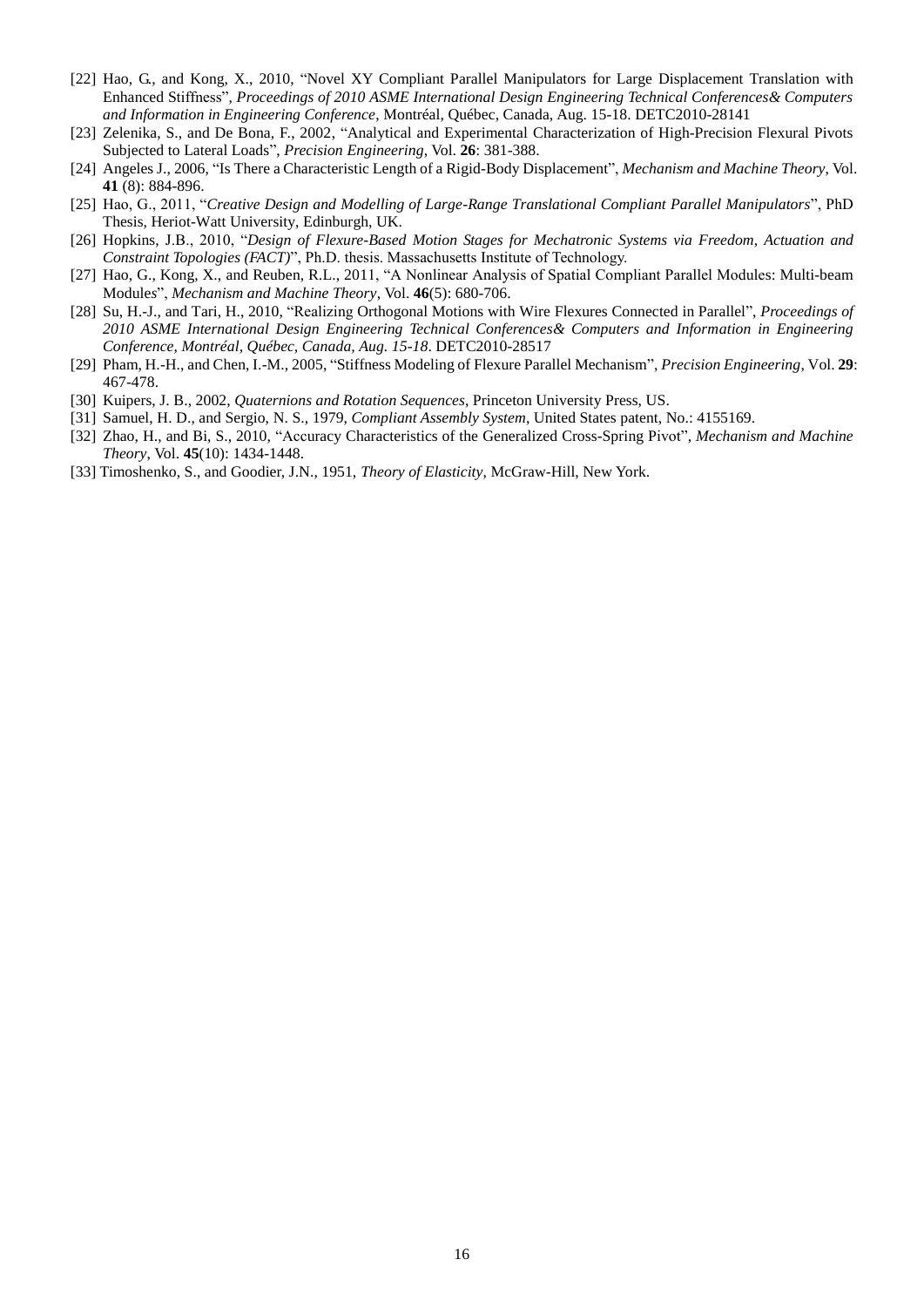[22] Hao, G., and Kong, X., 2010, "Novel XY Compliant Parallel Manipulators for Large Displacement Translation with Enhanced Stiffness", *Proceedings of 2010 ASME International Design Engineering Technical Conferences& Computers and Information in Engineering Conference*, Montréal, Québec, Canada, Aug. 15-18. DETC2010-28141

[23] Zelenika, S., and De Bona, F., 2002, "Analytical and Experimental Characterization of High-Precision Flexural Pivots Subjected to Lateral Loads", *Precision Engineering*, Vol. **26**: 381-388.

[24] Angeles J., 2006, "Is There a Characteristic Length of a Rigid-Body Displacement", *Mechanism and Machine Theory*, Vol. **41** (8): 884-896.

[25] Hao, G., 2011, "*Creative Design and Modelling of Large-Range Translational Compliant Parallel Manipulators*", PhD Thesis, Heriot-Watt University, Edinburgh, UK.

[26] Hopkins, J.B., 2010, "*Design of Flexure-Based Motion Stages for Mechatronic Systems via Freedom, Actuation and Constraint Topologies (FACT)*", Ph.D. thesis. Massachusetts Institute of Technology.

[27] Hao, G., Kong, X., and Reuben, R.L., 2011, "A Nonlinear Analysis of Spatial Compliant Parallel Modules: Multi-beam Modules", *Mechanism and Machine Theory*, Vol. **46**(5): 680-706.

[28] Su, H.-J., and Tari, H., 2010, "Realizing Orthogonal Motions with Wire Flexures Connected in Parallel", *Proceedings of 2010 ASME International Design Engineering Technical Conferences& Computers and Information in Engineering Conference, Montréal, Québec, Canada, Aug. 15-18*. DETC2010-28517

[29] Pham, H.-H., and Chen, I.-M., 2005, "Stiffness Modeling of Flexure Parallel Mechanism", *Precision Engineering*, Vol. **29**: 467-478.

[30] Kuipers, J. B., 2002, *Quaternions and Rotation Sequences*, Princeton University Press, US.

[31] Samuel, H. D., and Sergio, N. S., 1979, *Compliant Assembly System*, United States patent, No.: 4155169.

[32] Zhao, H., and Bi, S., 2010, "Accuracy Characteristics of the Generalized Cross-Spring Pivot", *Mechanism and Machine Theory*, Vol. **45**(10): 1434-1448.

[33] Timoshenko, S., and Goodier, J.N., 1951, *Theory of Elasticity*, McGraw-Hill, New York.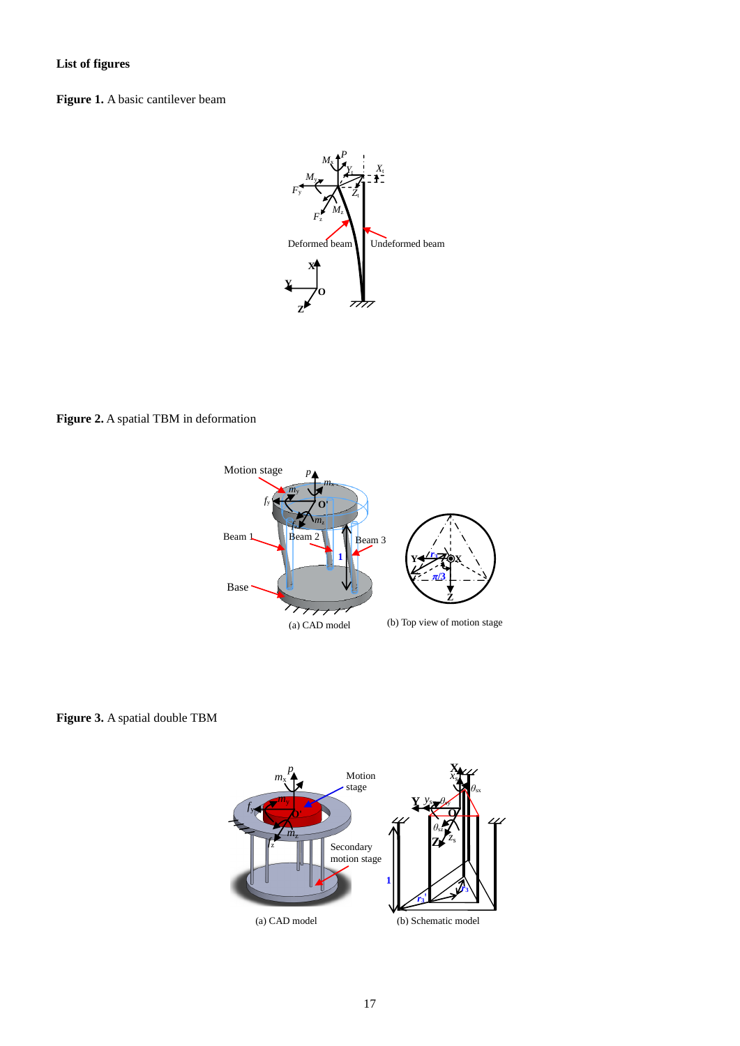**List of figures**

**Figure 1.** A basic cantilever beam

**Figure 2.** A spatial TBM in deformation

(a) CAD model

(b) Top view of motion stage

**Figure 3.** A spatial double TBM

(a) CAD model

(b) Schematic model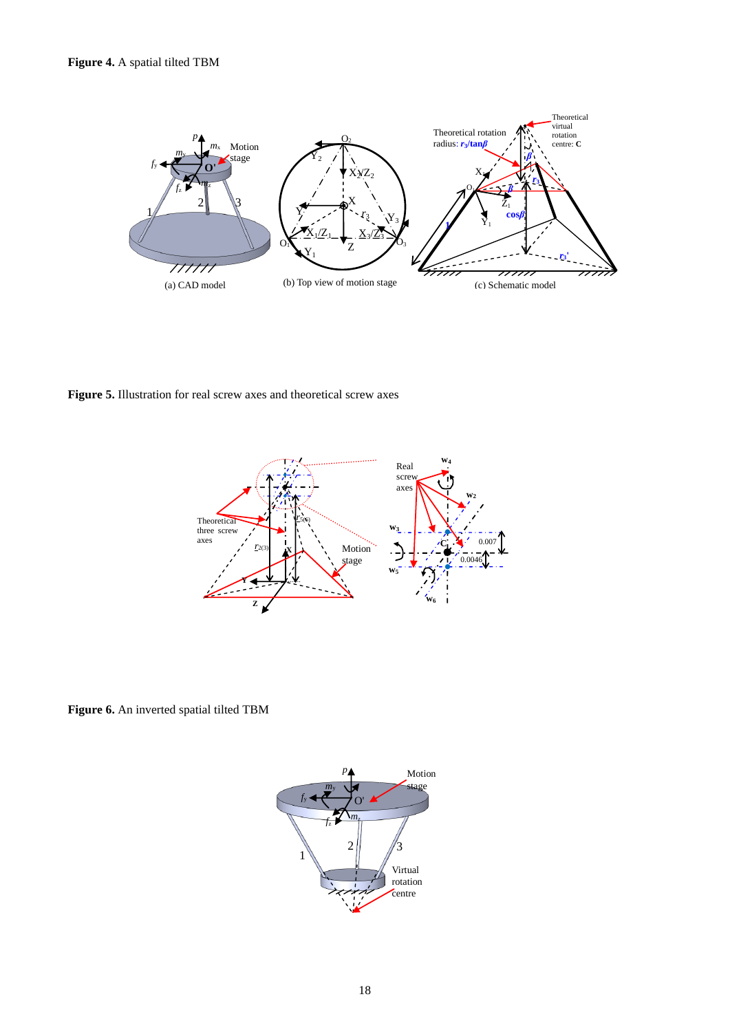**Figure 4.** A spatial tilted TBM

(a) CAD model (b) Top view of motion stage (c) Schematic model

**Figure 5.** Illustration for real screw axes and theoretical screw axes

**Figure 6.** An inverted spatial tilted TBM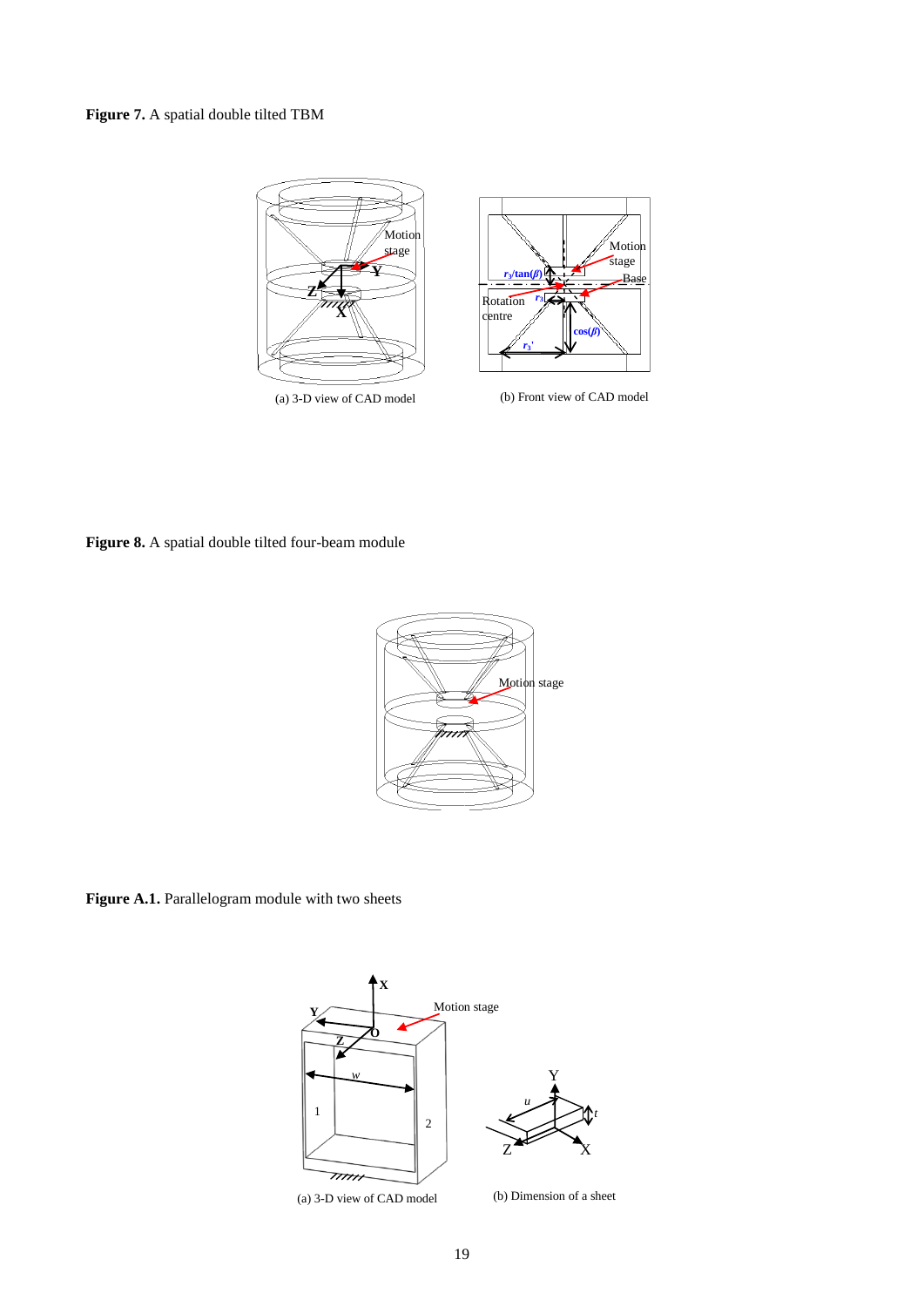**Figure 7.** A spatial double tilted TBM

(a) 3-D view of CAD model

(b) Front view of CAD model

**Figure 8.** A spatial double tilted four-beam module

**Figure A.1.** Parallelogram module with two sheets

(a) 3-D view of CAD model

(b) Dimension of a sheet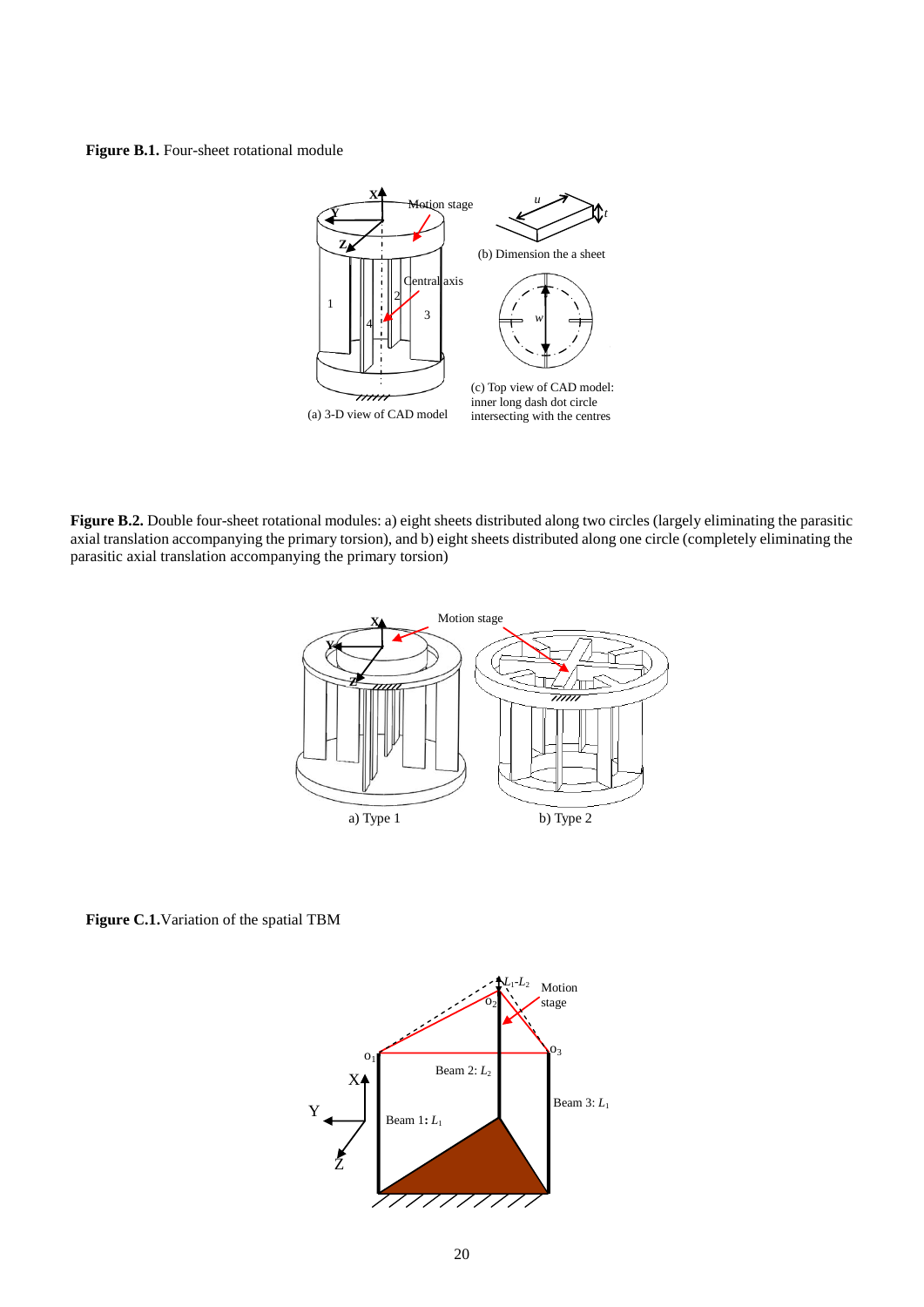**Figure B.1.** Four-sheet rotational module

Motion stage

Central axis

X

Y

Z

1

2

3

4

(a) 3-D view of CAD model

$u$

$t$

(b) Dimension the a sheet

$w$

(c) Top view of CAD model: inner long dash dot circle intersecting with the centres

**Figure B.2.** Double four-sheet rotational modules: a) eight sheets distributed along two circles (largely eliminating the parasitic axial translation accompanying the primary torsion), and b) eight sheets distributed along one circle (completely eliminating the parasitic axial translation accompanying the primary torsion)

Motion stage

X

Y

Z

a) Type 1

b) Type 2

**Figure C.1.** Variation of the spatial TBM

$L_1$-$L_2$

Motion stage

$o_1$

$o_2$

$o_3$

X

Y

Z

Beam 1: $L_1$

Beam 2: $L_2$

Beam 3: $L_1$